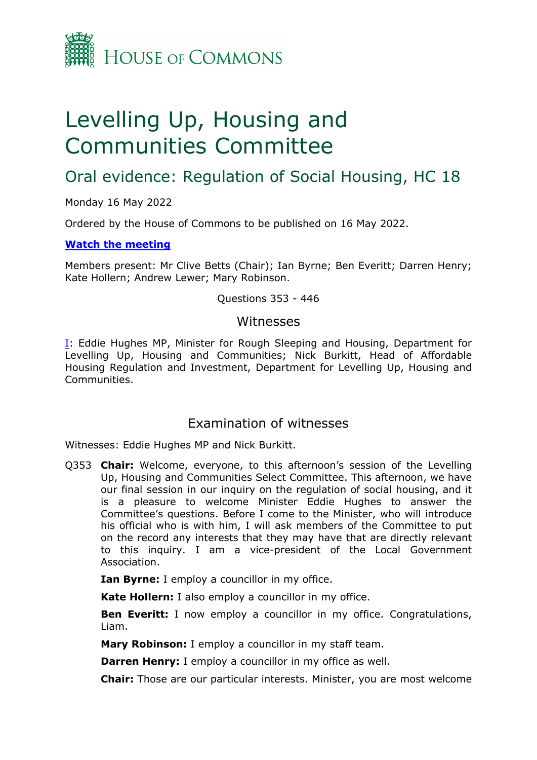# Levelling Up, Housing and Communities Committee

## Oral evidence: Regulation of Social Housing, HC 18

Monday 16 May 2022

Ordered by the House of Commons to be published on 16 May 2022.

**Watch the meeting**

Members present: Mr Clive Betts (Chair); Ian Byrne; Ben Everitt; Darren Henry; Kate Hollern; Andrew Lewer; Mary Robinson.

Questions 353 - 446

### Witnesses

I: Eddie Hughes MP, Minister for Rough Sleeping and Housing, Department for Levelling Up, Housing and Communities; Nick Burkitt, Head of Affordable Housing Regulation and Investment, Department for Levelling Up, Housing and Communities.

### Examination of witnesses

Witnesses: Eddie Hughes MP and Nick Burkitt.

Q353 **Chair:** Welcome, everyone, to this afternoon's session of the Levelling Up, Housing and Communities Select Committee. This afternoon, we have our final session in our inquiry on the regulation of social housing, and it is a pleasure to welcome Minister Eddie Hughes to answer the Committee's questions. Before I come to the Minister, who will introduce his official who is with him, I will ask members of the Committee to put on the record any interests that they may have that are directly relevant to this inquiry. I am a vice-president of the Local Government Association.

**Ian Byrne:** I employ a councillor in my office.

**Kate Hollern:** I also employ a councillor in my office.

**Ben Everitt:** I now employ a councillor in my office. Congratulations, Liam.

**Mary Robinson:** I employ a councillor in my staff team.

**Darren Henry:** I employ a councillor in my office as well.

**Chair:** Those are our particular interests. Minister, you are most welcome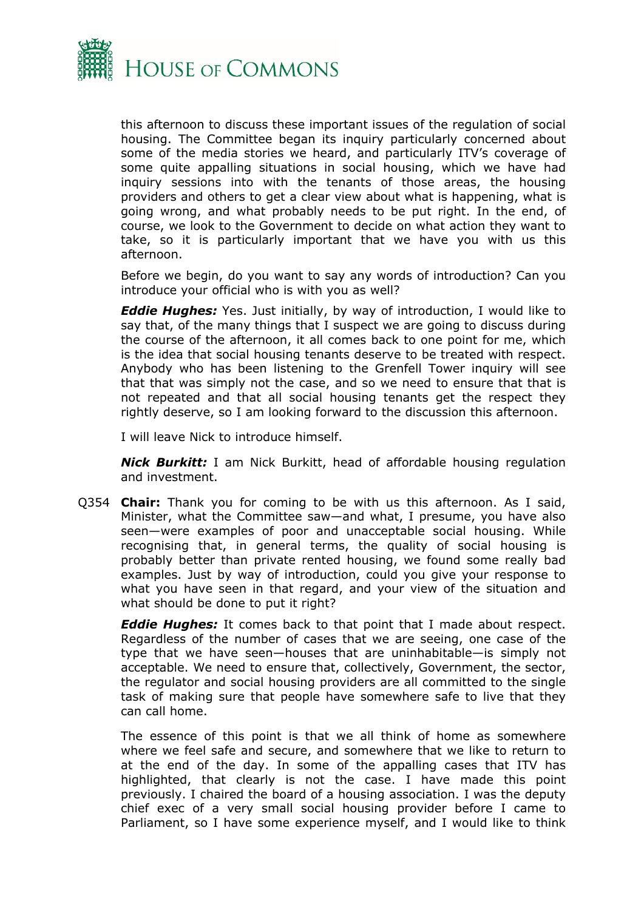this afternoon to discuss these important issues of the regulation of social housing. The Committee began its inquiry particularly concerned about some of the media stories we heard, and particularly ITV's coverage of some quite appalling situations in social housing, which we have had inquiry sessions into with the tenants of those areas, the housing providers and others to get a clear view about what is happening, what is going wrong, and what probably needs to be put right. In the end, of course, we look to the Government to decide on what action they want to take, so it is particularly important that we have you with us this afternoon.

Before we begin, do you want to say any words of introduction? Can you introduce your official who is with you as well?

***Eddie Hughes:*** Yes. Just initially, by way of introduction, I would like to say that, of the many things that I suspect we are going to discuss during the course of the afternoon, it all comes back to one point for me, which is the idea that social housing tenants deserve to be treated with respect. Anybody who has been listening to the Grenfell Tower inquiry will see that that was simply not the case, and so we need to ensure that that is not repeated and that all social housing tenants get the respect they rightly deserve, so I am looking forward to the discussion this afternoon.

I will leave Nick to introduce himself.

***Nick Burkitt:*** I am Nick Burkitt, head of affordable housing regulation and investment.

Q354 **Chair:** Thank you for coming to be with us this afternoon. As I said, Minister, what the Committee saw—and what, I presume, you have also seen—were examples of poor and unacceptable social housing. While recognising that, in general terms, the quality of social housing is probably better than private rented housing, we found some really bad examples. Just by way of introduction, could you give your response to what you have seen in that regard, and your view of the situation and what should be done to put it right?

***Eddie Hughes:*** It comes back to that point that I made about respect. Regardless of the number of cases that we are seeing, one case of the type that we have seen—houses that are uninhabitable—is simply not acceptable. We need to ensure that, collectively, Government, the sector, the regulator and social housing providers are all committed to the single task of making sure that people have somewhere safe to live that they can call home.

The essence of this point is that we all think of home as somewhere where we feel safe and secure, and somewhere that we like to return to at the end of the day. In some of the appalling cases that ITV has highlighted, that clearly is not the case. I have made this point previously. I chaired the board of a housing association. I was the deputy chief exec of a very small social housing provider before I came to Parliament, so I have some experience myself, and I would like to think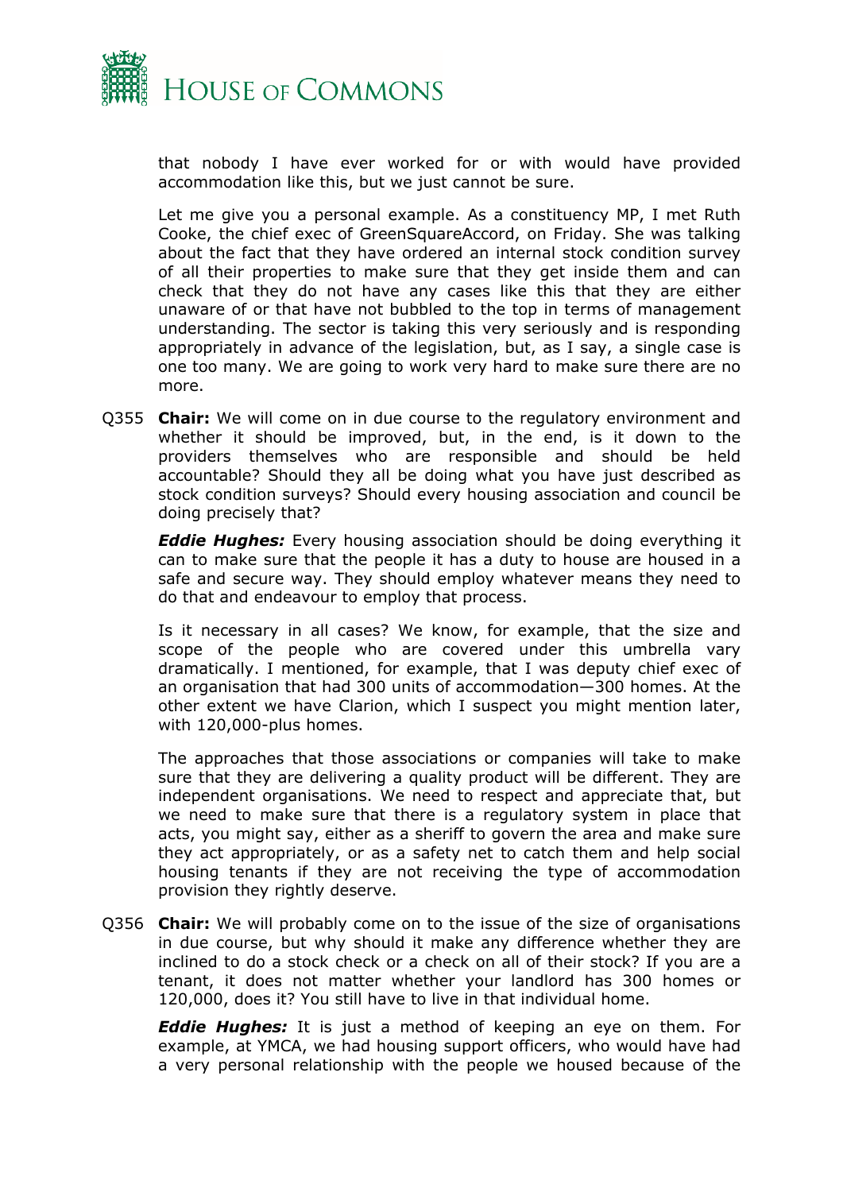that nobody I have ever worked for or with would have provided accommodation like this, but we just cannot be sure.

Let me give you a personal example. As a constituency MP, I met Ruth Cooke, the chief exec of GreenSquareAccord, on Friday. She was talking about the fact that they have ordered an internal stock condition survey of all their properties to make sure that they get inside them and can check that they do not have any cases like this that they are either unaware of or that have not bubbled to the top in terms of management understanding. The sector is taking this very seriously and is responding appropriately in advance of the legislation, but, as I say, a single case is one too many. We are going to work very hard to make sure there are no more.

Q355 **Chair:** We will come on in due course to the regulatory environment and whether it should be improved, but, in the end, is it down to the providers themselves who are responsible and should be held accountable? Should they all be doing what you have just described as stock condition surveys? Should every housing association and council be doing precisely that?

***Eddie Hughes:*** Every housing association should be doing everything it can to make sure that the people it has a duty to house are housed in a safe and secure way. They should employ whatever means they need to do that and endeavour to employ that process.

Is it necessary in all cases? We know, for example, that the size and scope of the people who are covered under this umbrella vary dramatically. I mentioned, for example, that I was deputy chief exec of an organisation that had 300 units of accommodation—300 homes. At the other extent we have Clarion, which I suspect you might mention later, with 120,000-plus homes.

The approaches that those associations or companies will take to make sure that they are delivering a quality product will be different. They are independent organisations. We need to respect and appreciate that, but we need to make sure that there is a regulatory system in place that acts, you might say, either as a sheriff to govern the area and make sure they act appropriately, or as a safety net to catch them and help social housing tenants if they are not receiving the type of accommodation provision they rightly deserve.

Q356 **Chair:** We will probably come on to the issue of the size of organisations in due course, but why should it make any difference whether they are inclined to do a stock check or a check on all of their stock? If you are a tenant, it does not matter whether your landlord has 300 homes or 120,000, does it? You still have to live in that individual home.

***Eddie Hughes:*** It is just a method of keeping an eye on them. For example, at YMCA, we had housing support officers, who would have had a very personal relationship with the people we housed because of the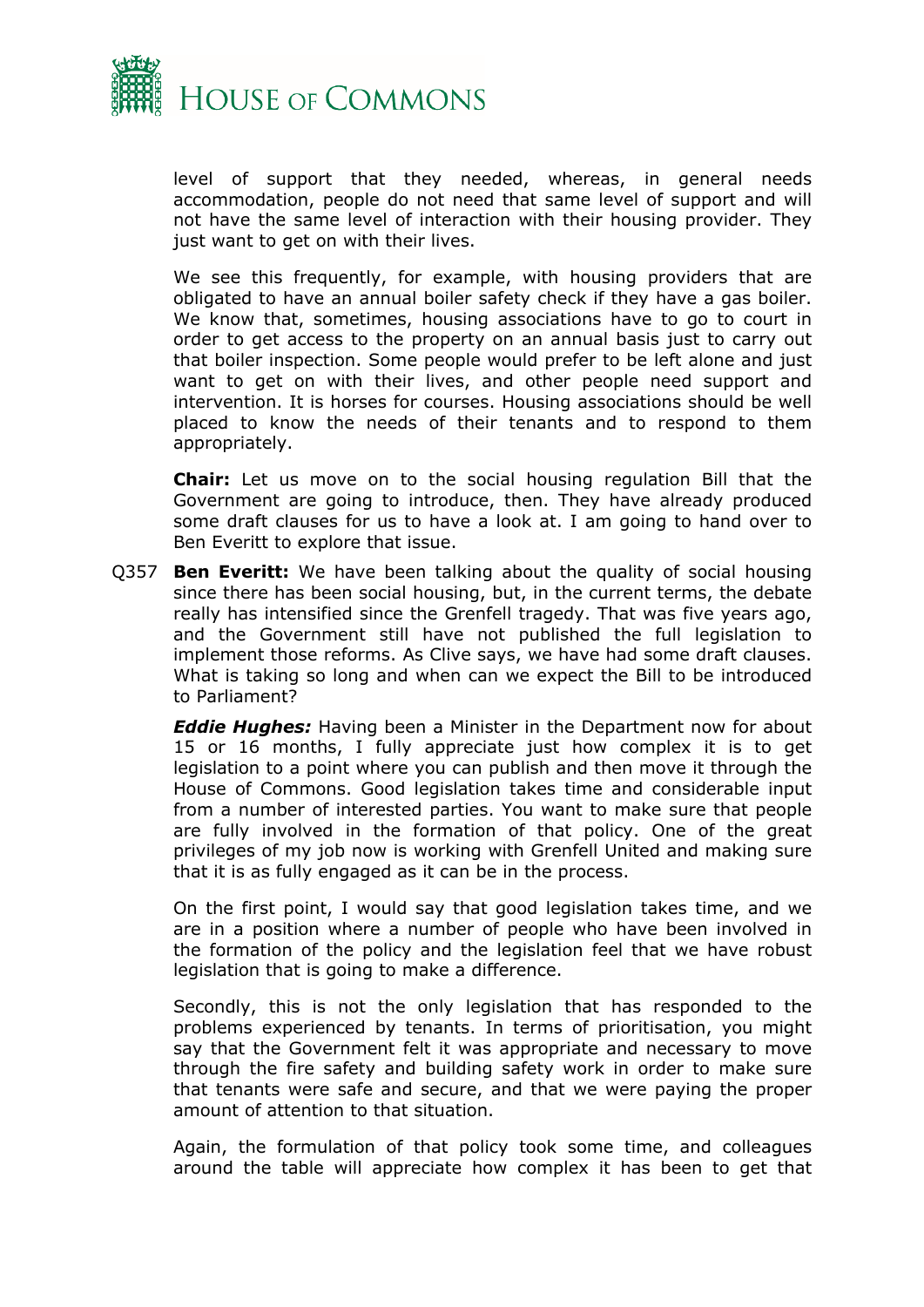level of support that they needed, whereas, in general needs accommodation, people do not need that same level of support and will not have the same level of interaction with their housing provider. They just want to get on with their lives.

We see this frequently, for example, with housing providers that are obligated to have an annual boiler safety check if they have a gas boiler. We know that, sometimes, housing associations have to go to court in order to get access to the property on an annual basis just to carry out that boiler inspection. Some people would prefer to be left alone and just want to get on with their lives, and other people need support and intervention. It is horses for courses. Housing associations should be well placed to know the needs of their tenants and to respond to them appropriately.

**Chair:** Let us move on to the social housing regulation Bill that the Government are going to introduce, then. They have already produced some draft clauses for us to have a look at. I am going to hand over to Ben Everitt to explore that issue.

Q357 **Ben Everitt:** We have been talking about the quality of social housing since there has been social housing, but, in the current terms, the debate really has intensified since the Grenfell tragedy. That was five years ago, and the Government still have not published the full legislation to implement those reforms. As Clive says, we have had some draft clauses. What is taking so long and when can we expect the Bill to be introduced to Parliament?

***Eddie Hughes:*** Having been a Minister in the Department now for about 15 or 16 months, I fully appreciate just how complex it is to get legislation to a point where you can publish and then move it through the House of Commons. Good legislation takes time and considerable input from a number of interested parties. You want to make sure that people are fully involved in the formation of that policy. One of the great privileges of my job now is working with Grenfell United and making sure that it is as fully engaged as it can be in the process.

On the first point, I would say that good legislation takes time, and we are in a position where a number of people who have been involved in the formation of the policy and the legislation feel that we have robust legislation that is going to make a difference.

Secondly, this is not the only legislation that has responded to the problems experienced by tenants. In terms of prioritisation, you might say that the Government felt it was appropriate and necessary to move through the fire safety and building safety work in order to make sure that tenants were safe and secure, and that we were paying the proper amount of attention to that situation.

Again, the formulation of that policy took some time, and colleagues around the table will appreciate how complex it has been to get that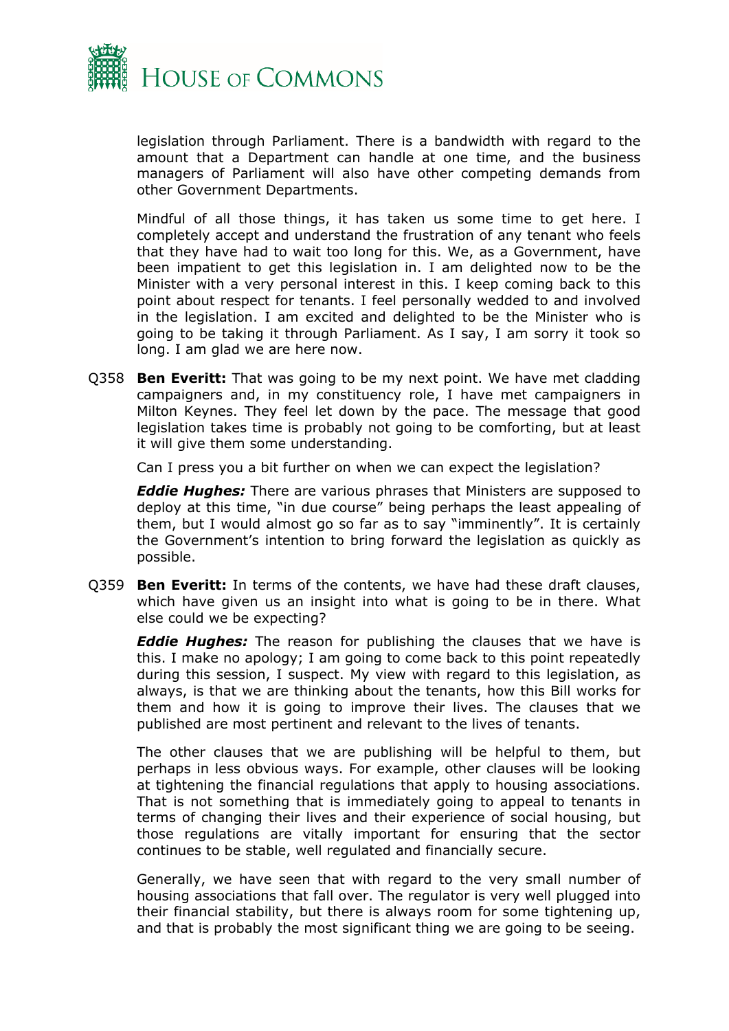legislation through Parliament. There is a bandwidth with regard to the amount that a Department can handle at one time, and the business managers of Parliament will also have other competing demands from other Government Departments.

Mindful of all those things, it has taken us some time to get here. I completely accept and understand the frustration of any tenant who feels that they have had to wait too long for this. We, as a Government, have been impatient to get this legislation in. I am delighted now to be the Minister with a very personal interest in this. I keep coming back to this point about respect for tenants. I feel personally wedded to and involved in the legislation. I am excited and delighted to be the Minister who is going to be taking it through Parliament. As I say, I am sorry it took so long. I am glad we are here now.

Q358 **Ben Everitt:** That was going to be my next point. We have met cladding campaigners and, in my constituency role, I have met campaigners in Milton Keynes. They feel let down by the pace. The message that good legislation takes time is probably not going to be comforting, but at least it will give them some understanding.

Can I press you a bit further on when we can expect the legislation?

***Eddie Hughes:*** There are various phrases that Ministers are supposed to deploy at this time, "in due course" being perhaps the least appealing of them, but I would almost go so far as to say "imminently". It is certainly the Government's intention to bring forward the legislation as quickly as possible.

Q359 **Ben Everitt:** In terms of the contents, we have had these draft clauses, which have given us an insight into what is going to be in there. What else could we be expecting?

***Eddie Hughes:*** The reason for publishing the clauses that we have is this. I make no apology; I am going to come back to this point repeatedly during this session, I suspect. My view with regard to this legislation, as always, is that we are thinking about the tenants, how this Bill works for them and how it is going to improve their lives. The clauses that we published are most pertinent and relevant to the lives of tenants.

The other clauses that we are publishing will be helpful to them, but perhaps in less obvious ways. For example, other clauses will be looking at tightening the financial regulations that apply to housing associations. That is not something that is immediately going to appeal to tenants in terms of changing their lives and their experience of social housing, but those regulations are vitally important for ensuring that the sector continues to be stable, well regulated and financially secure.

Generally, we have seen that with regard to the very small number of housing associations that fall over. The regulator is very well plugged into their financial stability, but there is always room for some tightening up, and that is probably the most significant thing we are going to be seeing.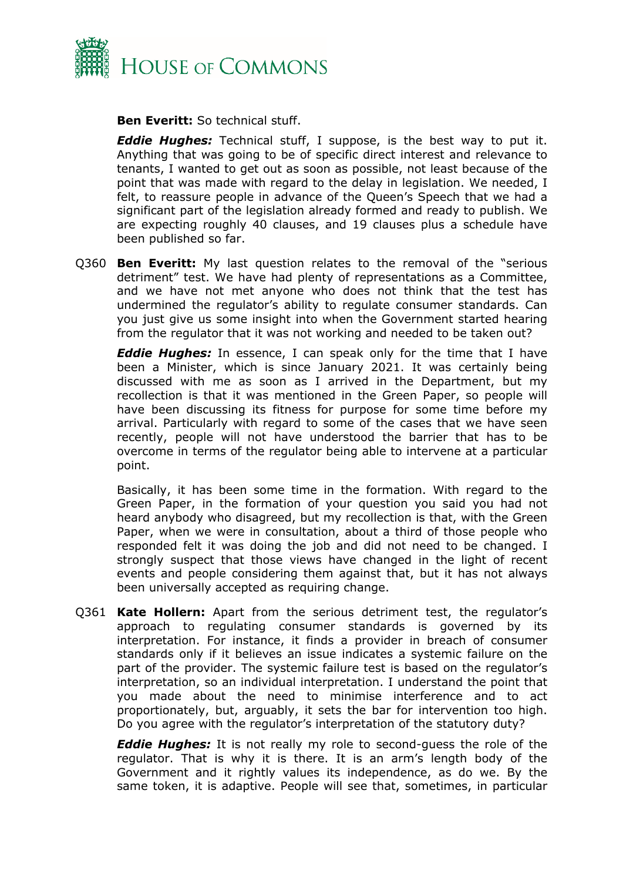**Ben Everitt:** So technical stuff.

***Eddie Hughes:*** Technical stuff, I suppose, is the best way to put it. Anything that was going to be of specific direct interest and relevance to tenants, I wanted to get out as soon as possible, not least because of the point that was made with regard to the delay in legislation. We needed, I felt, to reassure people in advance of the Queen's Speech that we had a significant part of the legislation already formed and ready to publish. We are expecting roughly 40 clauses, and 19 clauses plus a schedule have been published so far.

Q360 **Ben Everitt:** My last question relates to the removal of the "serious detriment" test. We have had plenty of representations as a Committee, and we have not met anyone who does not think that the test has undermined the regulator's ability to regulate consumer standards. Can you just give us some insight into when the Government started hearing from the regulator that it was not working and needed to be taken out?

***Eddie Hughes:*** In essence, I can speak only for the time that I have been a Minister, which is since January 2021. It was certainly being discussed with me as soon as I arrived in the Department, but my recollection is that it was mentioned in the Green Paper, so people will have been discussing its fitness for purpose for some time before my arrival. Particularly with regard to some of the cases that we have seen recently, people will not have understood the barrier that has to be overcome in terms of the regulator being able to intervene at a particular point.

Basically, it has been some time in the formation. With regard to the Green Paper, in the formation of your question you said you had not heard anybody who disagreed, but my recollection is that, with the Green Paper, when we were in consultation, about a third of those people who responded felt it was doing the job and did not need to be changed. I strongly suspect that those views have changed in the light of recent events and people considering them against that, but it has not always been universally accepted as requiring change.

Q361 **Kate Hollern:** Apart from the serious detriment test, the regulator's approach to regulating consumer standards is governed by its interpretation. For instance, it finds a provider in breach of consumer standards only if it believes an issue indicates a systemic failure on the part of the provider. The systemic failure test is based on the regulator's interpretation, so an individual interpretation. I understand the point that you made about the need to minimise interference and to act proportionately, but, arguably, it sets the bar for intervention too high. Do you agree with the regulator's interpretation of the statutory duty?

***Eddie Hughes:*** It is not really my role to second-guess the role of the regulator. That is why it is there. It is an arm's length body of the Government and it rightly values its independence, as do we. By the same token, it is adaptive. People will see that, sometimes, in particular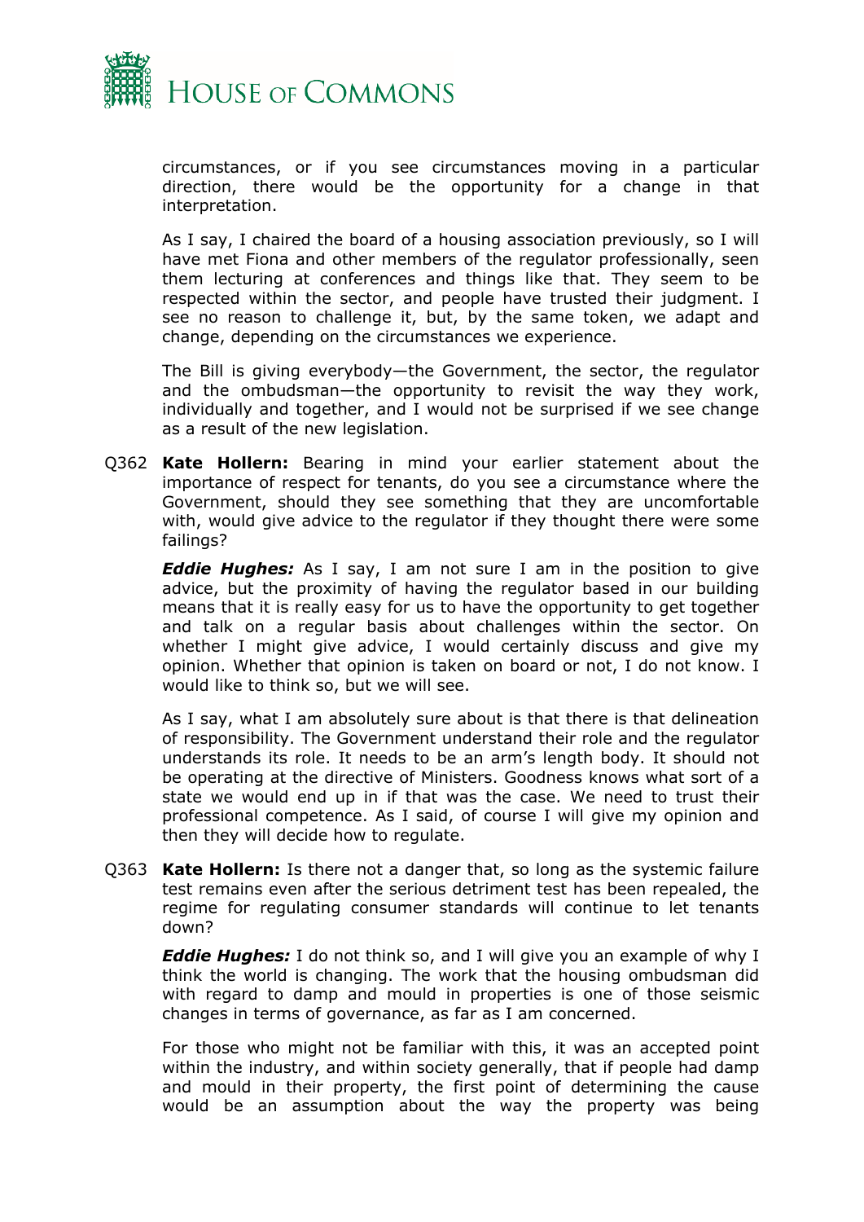circumstances, or if you see circumstances moving in a particular direction, there would be the opportunity for a change in that interpretation.

As I say, I chaired the board of a housing association previously, so I will have met Fiona and other members of the regulator professionally, seen them lecturing at conferences and things like that. They seem to be respected within the sector, and people have trusted their judgment. I see no reason to challenge it, but, by the same token, we adapt and change, depending on the circumstances we experience.

The Bill is giving everybody—the Government, the sector, the regulator and the ombudsman—the opportunity to revisit the way they work, individually and together, and I would not be surprised if we see change as a result of the new legislation.

Q362 **Kate Hollern:** Bearing in mind your earlier statement about the importance of respect for tenants, do you see a circumstance where the Government, should they see something that they are uncomfortable with, would give advice to the regulator if they thought there were some failings?

***Eddie Hughes:*** As I say, I am not sure I am in the position to give advice, but the proximity of having the regulator based in our building means that it is really easy for us to have the opportunity to get together and talk on a regular basis about challenges within the sector. On whether I might give advice, I would certainly discuss and give my opinion. Whether that opinion is taken on board or not, I do not know. I would like to think so, but we will see.

As I say, what I am absolutely sure about is that there is that delineation of responsibility. The Government understand their role and the regulator understands its role. It needs to be an arm's length body. It should not be operating at the directive of Ministers. Goodness knows what sort of a state we would end up in if that was the case. We need to trust their professional competence. As I said, of course I will give my opinion and then they will decide how to regulate.

Q363 **Kate Hollern:** Is there not a danger that, so long as the systemic failure test remains even after the serious detriment test has been repealed, the regime for regulating consumer standards will continue to let tenants down?

***Eddie Hughes:*** I do not think so, and I will give you an example of why I think the world is changing. The work that the housing ombudsman did with regard to damp and mould in properties is one of those seismic changes in terms of governance, as far as I am concerned.

For those who might not be familiar with this, it was an accepted point within the industry, and within society generally, that if people had damp and mould in their property, the first point of determining the cause would be an assumption about the way the property was being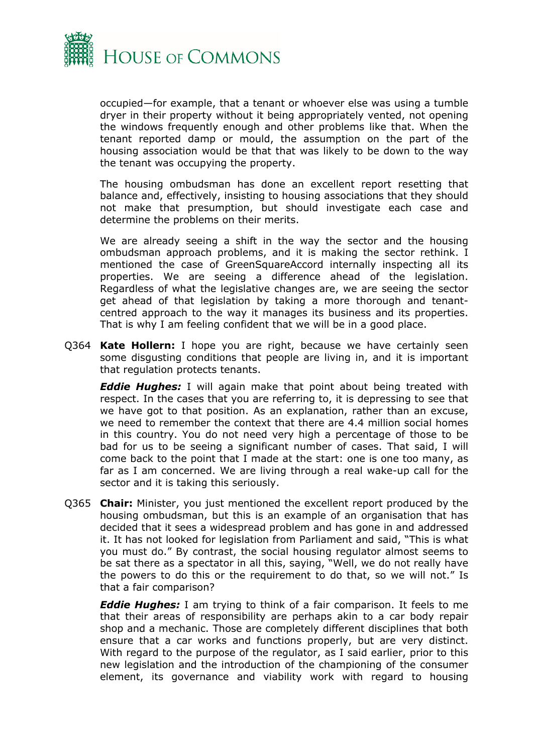occupied—for example, that a tenant or whoever else was using a tumble dryer in their property without it being appropriately vented, not opening the windows frequently enough and other problems like that. When the tenant reported damp or mould, the assumption on the part of the housing association would be that that was likely to be down to the way the tenant was occupying the property.

The housing ombudsman has done an excellent report resetting that balance and, effectively, insisting to housing associations that they should not make that presumption, but should investigate each case and determine the problems on their merits.

We are already seeing a shift in the way the sector and the housing ombudsman approach problems, and it is making the sector rethink. I mentioned the case of GreenSquareAccord internally inspecting all its properties. We are seeing a difference ahead of the legislation. Regardless of what the legislative changes are, we are seeing the sector get ahead of that legislation by taking a more thorough and tenant-centred approach to the way it manages its business and its properties. That is why I am feeling confident that we will be in a good place.

Q364 **Kate Hollern:** I hope you are right, because we have certainly seen some disgusting conditions that people are living in, and it is important that regulation protects tenants.

***Eddie Hughes:*** I will again make that point about being treated with respect. In the cases that you are referring to, it is depressing to see that we have got to that position. As an explanation, rather than an excuse, we need to remember the context that there are 4.4 million social homes in this country. You do not need very high a percentage of those to be bad for us to be seeing a significant number of cases. That said, I will come back to the point that I made at the start: one is one too many, as far as I am concerned. We are living through a real wake-up call for the sector and it is taking this seriously.

Q365 **Chair:** Minister, you just mentioned the excellent report produced by the housing ombudsman, but this is an example of an organisation that has decided that it sees a widespread problem and has gone in and addressed it. It has not looked for legislation from Parliament and said, "This is what you must do." By contrast, the social housing regulator almost seems to be sat there as a spectator in all this, saying, "Well, we do not really have the powers to do this or the requirement to do that, so we will not." Is that a fair comparison?

***Eddie Hughes:*** I am trying to think of a fair comparison. It feels to me that their areas of responsibility are perhaps akin to a car body repair shop and a mechanic. Those are completely different disciplines that both ensure that a car works and functions properly, but are very distinct. With regard to the purpose of the regulator, as I said earlier, prior to this new legislation and the introduction of the championing of the consumer element, its governance and viability work with regard to housing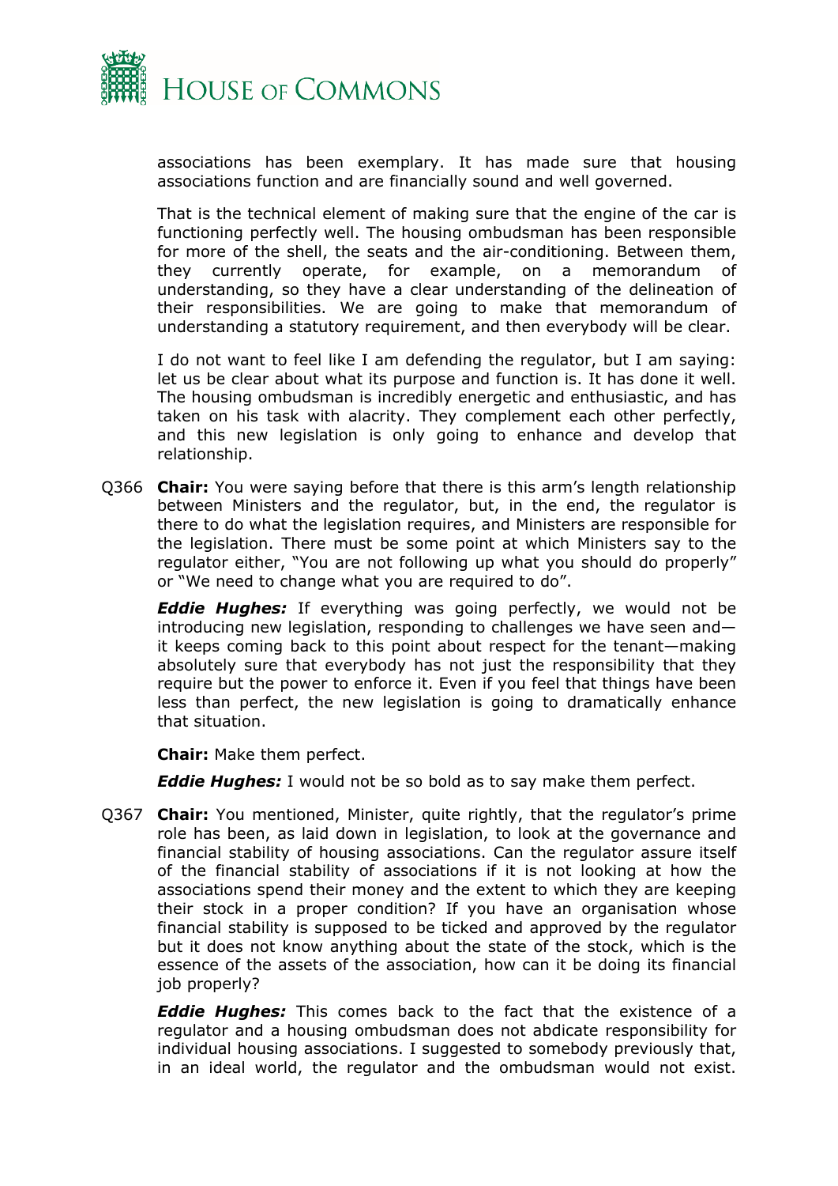associations has been exemplary. It has made sure that housing associations function and are financially sound and well governed.

That is the technical element of making sure that the engine of the car is functioning perfectly well. The housing ombudsman has been responsible for more of the shell, the seats and the air-conditioning. Between them, they currently operate, for example, on a memorandum of understanding, so they have a clear understanding of the delineation of their responsibilities. We are going to make that memorandum of understanding a statutory requirement, and then everybody will be clear.

I do not want to feel like I am defending the regulator, but I am saying: let us be clear about what its purpose and function is. It has done it well. The housing ombudsman is incredibly energetic and enthusiastic, and has taken on his task with alacrity. They complement each other perfectly, and this new legislation is only going to enhance and develop that relationship.

Q366 **Chair:** You were saying before that there is this arm's length relationship between Ministers and the regulator, but, in the end, the regulator is there to do what the legislation requires, and Ministers are responsible for the legislation. There must be some point at which Ministers say to the regulator either, "You are not following up what you should do properly" or "We need to change what you are required to do".

***Eddie Hughes:*** If everything was going perfectly, we would not be introducing new legislation, responding to challenges we have seen and—it keeps coming back to this point about respect for the tenant—making absolutely sure that everybody has not just the responsibility that they require but the power to enforce it. Even if you feel that things have been less than perfect, the new legislation is going to dramatically enhance that situation.

**Chair:** Make them perfect.

***Eddie Hughes:*** I would not be so bold as to say make them perfect.

Q367 **Chair:** You mentioned, Minister, quite rightly, that the regulator's prime role has been, as laid down in legislation, to look at the governance and financial stability of housing associations. Can the regulator assure itself of the financial stability of associations if it is not looking at how the associations spend their money and the extent to which they are keeping their stock in a proper condition? If you have an organisation whose financial stability is supposed to be ticked and approved by the regulator but it does not know anything about the state of the stock, which is the essence of the assets of the association, how can it be doing its financial job properly?

***Eddie Hughes:*** This comes back to the fact that the existence of a regulator and a housing ombudsman does not abdicate responsibility for individual housing associations. I suggested to somebody previously that, in an ideal world, the regulator and the ombudsman would not exist.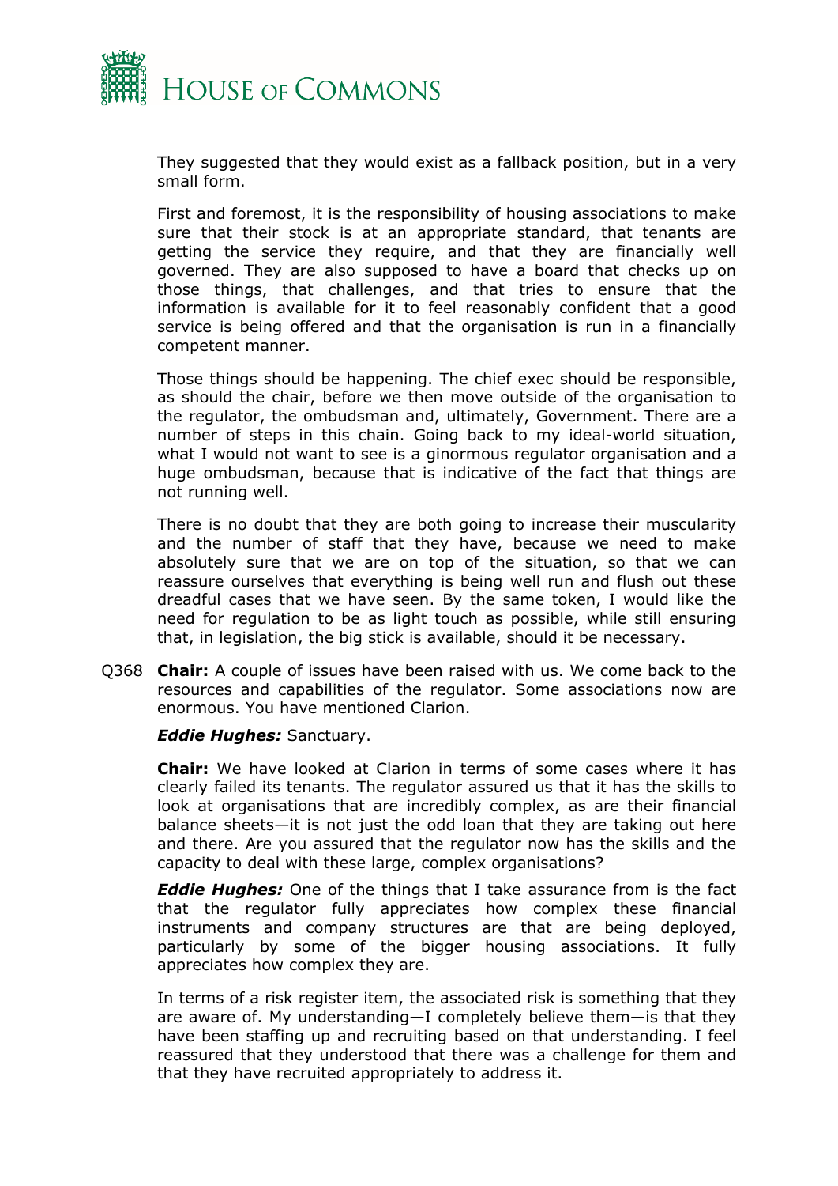They suggested that they would exist as a fallback position, but in a very small form.

First and foremost, it is the responsibility of housing associations to make sure that their stock is at an appropriate standard, that tenants are getting the service they require, and that they are financially well governed. They are also supposed to have a board that checks up on those things, that challenges, and that tries to ensure that the information is available for it to feel reasonably confident that a good service is being offered and that the organisation is run in a financially competent manner.

Those things should be happening. The chief exec should be responsible, as should the chair, before we then move outside of the organisation to the regulator, the ombudsman and, ultimately, Government. There are a number of steps in this chain. Going back to my ideal-world situation, what I would not want to see is a ginormous regulator organisation and a huge ombudsman, because that is indicative of the fact that things are not running well.

There is no doubt that they are both going to increase their muscularity and the number of staff that they have, because we need to make absolutely sure that we are on top of the situation, so that we can reassure ourselves that everything is being well run and flush out these dreadful cases that we have seen. By the same token, I would like the need for regulation to be as light touch as possible, while still ensuring that, in legislation, the big stick is available, should it be necessary.

Q368 **Chair:** A couple of issues have been raised with us. We come back to the resources and capabilities of the regulator. Some associations now are enormous. You have mentioned Clarion.

***Eddie Hughes:*** Sanctuary.

**Chair:** We have looked at Clarion in terms of some cases where it has clearly failed its tenants. The regulator assured us that it has the skills to look at organisations that are incredibly complex, as are their financial balance sheets—it is not just the odd loan that they are taking out here and there. Are you assured that the regulator now has the skills and the capacity to deal with these large, complex organisations?

***Eddie Hughes:*** One of the things that I take assurance from is the fact that the regulator fully appreciates how complex these financial instruments and company structures are that are being deployed, particularly by some of the bigger housing associations. It fully appreciates how complex they are.

In terms of a risk register item, the associated risk is something that they are aware of. My understanding—I completely believe them—is that they have been staffing up and recruiting based on that understanding. I feel reassured that they understood that there was a challenge for them and that they have recruited appropriately to address it.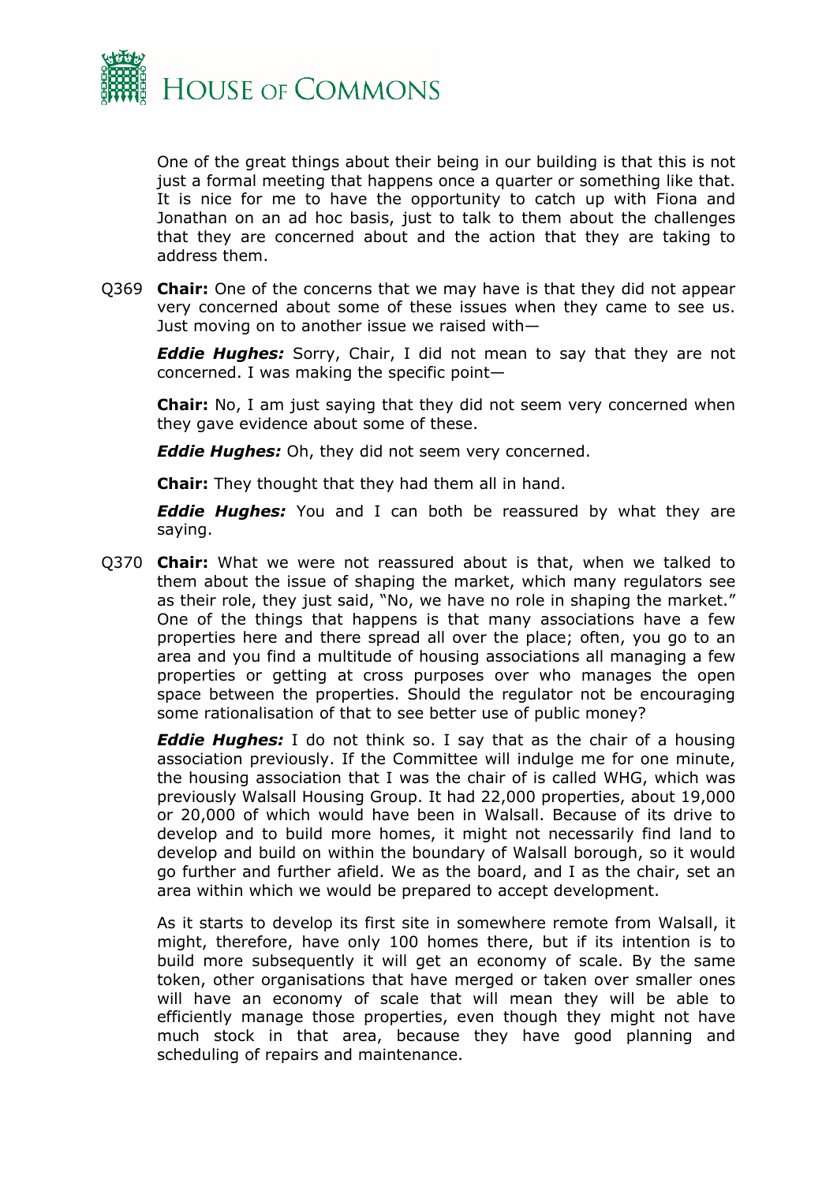One of the great things about their being in our building is that this is not just a formal meeting that happens once a quarter or something like that. It is nice for me to have the opportunity to catch up with Fiona and Jonathan on an ad hoc basis, just to talk to them about the challenges that they are concerned about and the action that they are taking to address them.

Q369 **Chair:** One of the concerns that we may have is that they did not appear very concerned about some of these issues when they came to see us. Just moving on to another issue we raised with—

***Eddie Hughes:*** Sorry, Chair, I did not mean to say that they are not concerned. I was making the specific point—

**Chair:** No, I am just saying that they did not seem very concerned when they gave evidence about some of these.

***Eddie Hughes:*** Oh, they did not seem very concerned.

**Chair:** They thought that they had them all in hand.

***Eddie Hughes:*** You and I can both be reassured by what they are saying.

Q370 **Chair:** What we were not reassured about is that, when we talked to them about the issue of shaping the market, which many regulators see as their role, they just said, "No, we have no role in shaping the market." One of the things that happens is that many associations have a few properties here and there spread all over the place; often, you go to an area and you find a multitude of housing associations all managing a few properties or getting at cross purposes over who manages the open space between the properties. Should the regulator not be encouraging some rationalisation of that to see better use of public money?

***Eddie Hughes:*** I do not think so. I say that as the chair of a housing association previously. If the Committee will indulge me for one minute, the housing association that I was the chair of is called WHG, which was previously Walsall Housing Group. It had 22,000 properties, about 19,000 or 20,000 of which would have been in Walsall. Because of its drive to develop and to build more homes, it might not necessarily find land to develop and build on within the boundary of Walsall borough, so it would go further and further afield. We as the board, and I as the chair, set an area within which we would be prepared to accept development.

As it starts to develop its first site in somewhere remote from Walsall, it might, therefore, have only 100 homes there, but if its intention is to build more subsequently it will get an economy of scale. By the same token, other organisations that have merged or taken over smaller ones will have an economy of scale that will mean they will be able to efficiently manage those properties, even though they might not have much stock in that area, because they have good planning and scheduling of repairs and maintenance.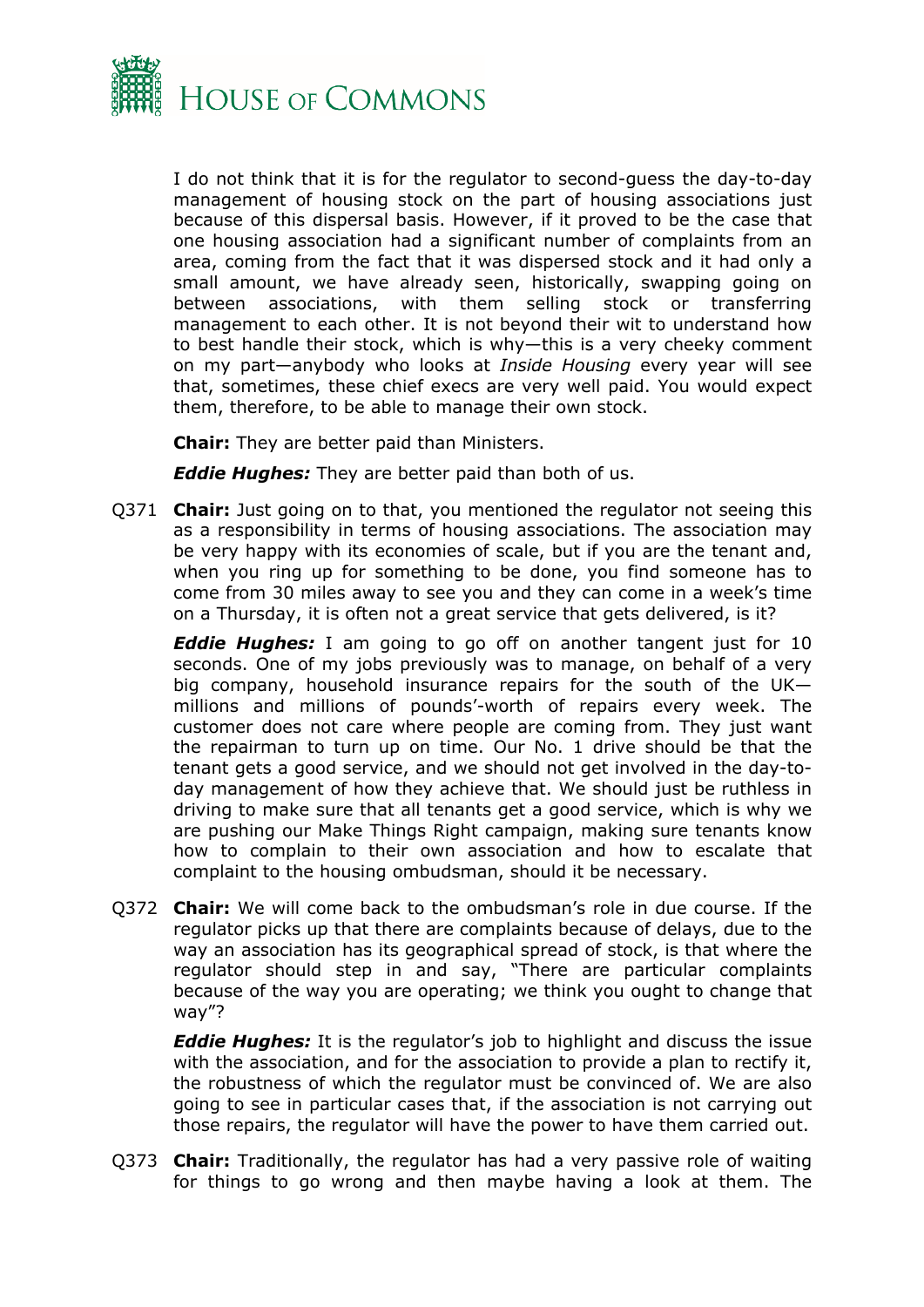I do not think that it is for the regulator to second-guess the day-to-day management of housing stock on the part of housing associations just because of this dispersal basis. However, if it proved to be the case that one housing association had a significant number of complaints from an area, coming from the fact that it was dispersed stock and it had only a small amount, we have already seen, historically, swapping going on between associations, with them selling stock or transferring management to each other. It is not beyond their wit to understand how to best handle their stock, which is why—this is a very cheeky comment on my part—anybody who looks at *Inside Housing* every year will see that, sometimes, these chief execs are very well paid. You would expect them, therefore, to be able to manage their own stock.

**Chair:** They are better paid than Ministers.

***Eddie Hughes:*** They are better paid than both of us.

Q371 **Chair:** Just going on to that, you mentioned the regulator not seeing this as a responsibility in terms of housing associations. The association may be very happy with its economies of scale, but if you are the tenant and, when you ring up for something to be done, you find someone has to come from 30 miles away to see you and they can come in a week's time on a Thursday, it is often not a great service that gets delivered, is it?

***Eddie Hughes:*** I am going to go off on another tangent just for 10 seconds. One of my jobs previously was to manage, on behalf of a very big company, household insurance repairs for the south of the UK—millions and millions of pounds'-worth of repairs every week. The customer does not care where people are coming from. They just want the repairman to turn up on time. Our No. 1 drive should be that the tenant gets a good service, and we should not get involved in the day-to-day management of how they achieve that. We should just be ruthless in driving to make sure that all tenants get a good service, which is why we are pushing our Make Things Right campaign, making sure tenants know how to complain to their own association and how to escalate that complaint to the housing ombudsman, should it be necessary.

Q372 **Chair:** We will come back to the ombudsman's role in due course. If the regulator picks up that there are complaints because of delays, due to the way an association has its geographical spread of stock, is that where the regulator should step in and say, "There are particular complaints because of the way you are operating; we think you ought to change that way"?

***Eddie Hughes:*** It is the regulator's job to highlight and discuss the issue with the association, and for the association to provide a plan to rectify it, the robustness of which the regulator must be convinced of. We are also going to see in particular cases that, if the association is not carrying out those repairs, the regulator will have the power to have them carried out.

Q373 **Chair:** Traditionally, the regulator has had a very passive role of waiting for things to go wrong and then maybe having a look at them. The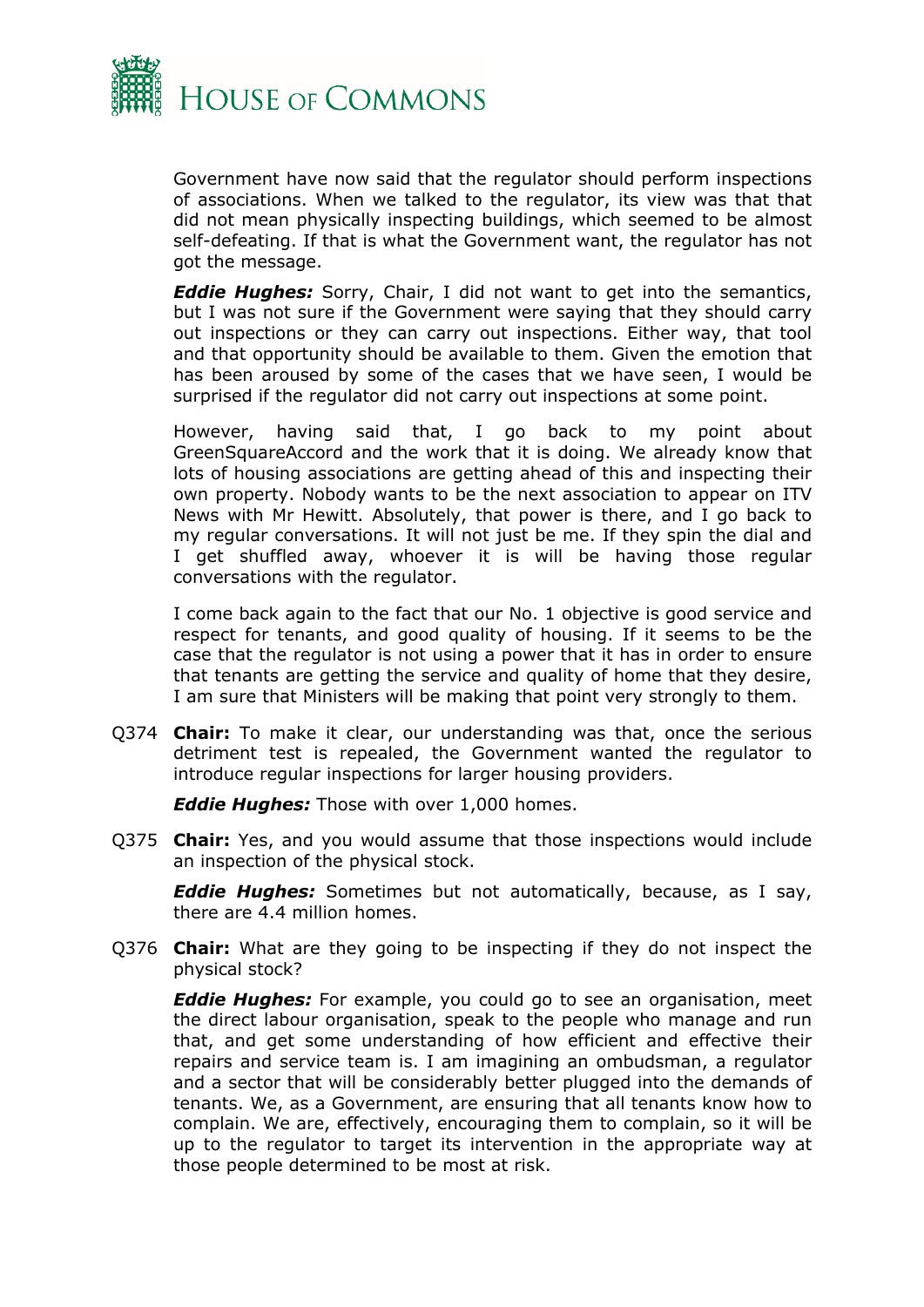Government have now said that the regulator should perform inspections of associations. When we talked to the regulator, its view was that that did not mean physically inspecting buildings, which seemed to be almost self-defeating. If that is what the Government want, the regulator has not got the message.

***Eddie Hughes:*** Sorry, Chair, I did not want to get into the semantics, but I was not sure if the Government were saying that they should carry out inspections or they can carry out inspections. Either way, that tool and that opportunity should be available to them. Given the emotion that has been aroused by some of the cases that we have seen, I would be surprised if the regulator did not carry out inspections at some point.

However, having said that, I go back to my point about GreenSquareAccord and the work that it is doing. We already know that lots of housing associations are getting ahead of this and inspecting their own property. Nobody wants to be the next association to appear on ITV News with Mr Hewitt. Absolutely, that power is there, and I go back to my regular conversations. It will not just be me. If they spin the dial and I get shuffled away, whoever it is will be having those regular conversations with the regulator.

I come back again to the fact that our No. 1 objective is good service and respect for tenants, and good quality of housing. If it seems to be the case that the regulator is not using a power that it has in order to ensure that tenants are getting the service and quality of home that they desire, I am sure that Ministers will be making that point very strongly to them.

Q374 **Chair:** To make it clear, our understanding was that, once the serious detriment test is repealed, the Government wanted the regulator to introduce regular inspections for larger housing providers.

***Eddie Hughes:*** Those with over 1,000 homes.

Q375 **Chair:** Yes, and you would assume that those inspections would include an inspection of the physical stock.

***Eddie Hughes:*** Sometimes but not automatically, because, as I say, there are 4.4 million homes.

Q376 **Chair:** What are they going to be inspecting if they do not inspect the physical stock?

***Eddie Hughes:*** For example, you could go to see an organisation, meet the direct labour organisation, speak to the people who manage and run that, and get some understanding of how efficient and effective their repairs and service team is. I am imagining an ombudsman, a regulator and a sector that will be considerably better plugged into the demands of tenants. We, as a Government, are ensuring that all tenants know how to complain. We are, effectively, encouraging them to complain, so it will be up to the regulator to target its intervention in the appropriate way at those people determined to be most at risk.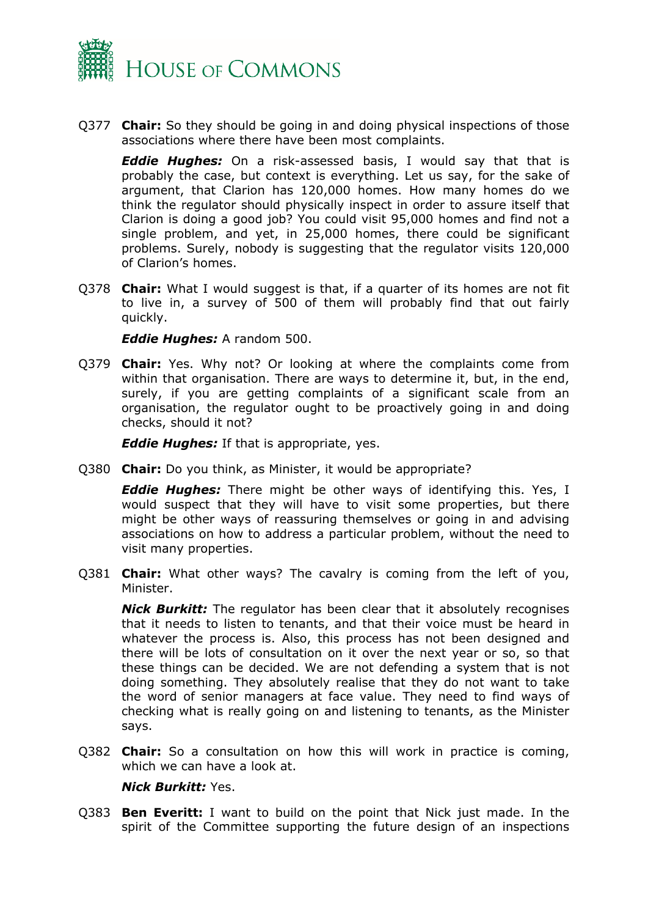Q377 **Chair:** So they should be going in and doing physical inspections of those associations where there have been most complaints.

***Eddie Hughes:*** On a risk-assessed basis, I would say that that is probably the case, but context is everything. Let us say, for the sake of argument, that Clarion has 120,000 homes. How many homes do we think the regulator should physically inspect in order to assure itself that Clarion is doing a good job? You could visit 95,000 homes and find not a single problem, and yet, in 25,000 homes, there could be significant problems. Surely, nobody is suggesting that the regulator visits 120,000 of Clarion's homes.

Q378 **Chair:** What I would suggest is that, if a quarter of its homes are not fit to live in, a survey of 500 of them will probably find that out fairly quickly.

***Eddie Hughes:*** A random 500.

Q379 **Chair:** Yes. Why not? Or looking at where the complaints come from within that organisation. There are ways to determine it, but, in the end, surely, if you are getting complaints of a significant scale from an organisation, the regulator ought to be proactively going in and doing checks, should it not?

***Eddie Hughes:*** If that is appropriate, yes.

Q380 **Chair:** Do you think, as Minister, it would be appropriate?

***Eddie Hughes:*** There might be other ways of identifying this. Yes, I would suspect that they will have to visit some properties, but there might be other ways of reassuring themselves or going in and advising associations on how to address a particular problem, without the need to visit many properties.

Q381 **Chair:** What other ways? The cavalry is coming from the left of you, Minister.

***Nick Burkitt:*** The regulator has been clear that it absolutely recognises that it needs to listen to tenants, and that their voice must be heard in whatever the process is. Also, this process has not been designed and there will be lots of consultation on it over the next year or so, so that these things can be decided. We are not defending a system that is not doing something. They absolutely realise that they do not want to take the word of senior managers at face value. They need to find ways of checking what is really going on and listening to tenants, as the Minister says.

Q382 **Chair:** So a consultation on how this will work in practice is coming, which we can have a look at.

***Nick Burkitt:*** Yes.

Q383 **Ben Everitt:** I want to build on the point that Nick just made. In the spirit of the Committee supporting the future design of an inspections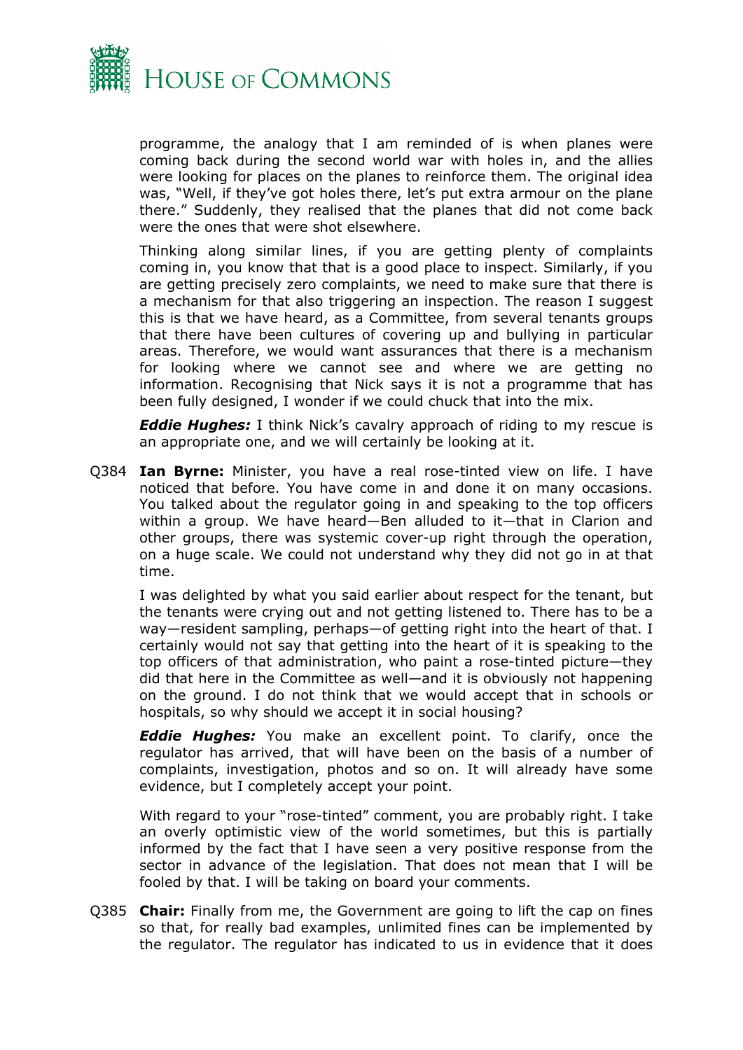programme, the analogy that I am reminded of is when planes were coming back during the second world war with holes in, and the allies were looking for places on the planes to reinforce them. The original idea was, "Well, if they've got holes there, let's put extra armour on the plane there." Suddenly, they realised that the planes that did not come back were the ones that were shot elsewhere.

Thinking along similar lines, if you are getting plenty of complaints coming in, you know that that is a good place to inspect. Similarly, if you are getting precisely zero complaints, we need to make sure that there is a mechanism for that also triggering an inspection. The reason I suggest this is that we have heard, as a Committee, from several tenants groups that there have been cultures of covering up and bullying in particular areas. Therefore, we would want assurances that there is a mechanism for looking where we cannot see and where we are getting no information. Recognising that Nick says it is not a programme that has been fully designed, I wonder if we could chuck that into the mix.

***Eddie Hughes:*** I think Nick's cavalry approach of riding to my rescue is an appropriate one, and we will certainly be looking at it.

Q384 **Ian Byrne:** Minister, you have a real rose-tinted view on life. I have noticed that before. You have come in and done it on many occasions. You talked about the regulator going in and speaking to the top officers within a group. We have heard—Ben alluded to it—that in Clarion and other groups, there was systemic cover-up right through the operation, on a huge scale. We could not understand why they did not go in at that time.

I was delighted by what you said earlier about respect for the tenant, but the tenants were crying out and not getting listened to. There has to be a way—resident sampling, perhaps—of getting right into the heart of that. I certainly would not say that getting into the heart of it is speaking to the top officers of that administration, who paint a rose-tinted picture—they did that here in the Committee as well—and it is obviously not happening on the ground. I do not think that we would accept that in schools or hospitals, so why should we accept it in social housing?

***Eddie Hughes:*** You make an excellent point. To clarify, once the regulator has arrived, that will have been on the basis of a number of complaints, investigation, photos and so on. It will already have some evidence, but I completely accept your point.

With regard to your "rose-tinted" comment, you are probably right. I take an overly optimistic view of the world sometimes, but this is partially informed by the fact that I have seen a very positive response from the sector in advance of the legislation. That does not mean that I will be fooled by that. I will be taking on board your comments.

Q385 **Chair:** Finally from me, the Government are going to lift the cap on fines so that, for really bad examples, unlimited fines can be implemented by the regulator. The regulator has indicated to us in evidence that it does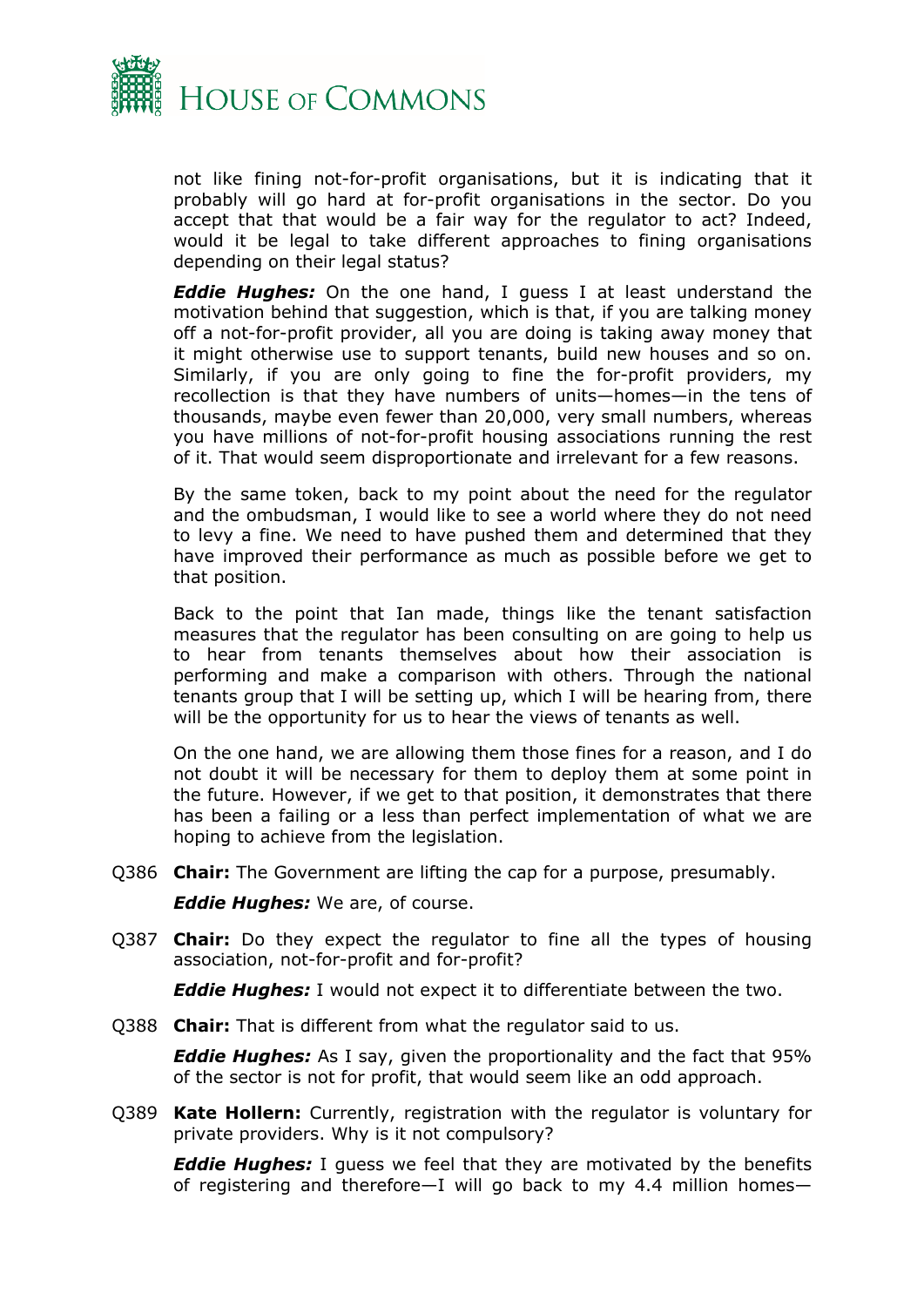not like fining not-for-profit organisations, but it is indicating that it probably will go hard at for-profit organisations in the sector. Do you accept that that would be a fair way for the regulator to act? Indeed, would it be legal to take different approaches to fining organisations depending on their legal status?

***Eddie Hughes:*** On the one hand, I guess I at least understand the motivation behind that suggestion, which is that, if you are talking money off a not-for-profit provider, all you are doing is taking away money that it might otherwise use to support tenants, build new houses and so on. Similarly, if you are only going to fine the for-profit providers, my recollection is that they have numbers of units—homes—in the tens of thousands, maybe even fewer than 20,000, very small numbers, whereas you have millions of not-for-profit housing associations running the rest of it. That would seem disproportionate and irrelevant for a few reasons.

By the same token, back to my point about the need for the regulator and the ombudsman, I would like to see a world where they do not need to levy a fine. We need to have pushed them and determined that they have improved their performance as much as possible before we get to that position.

Back to the point that Ian made, things like the tenant satisfaction measures that the regulator has been consulting on are going to help us to hear from tenants themselves about how their association is performing and make a comparison with others. Through the national tenants group that I will be setting up, which I will be hearing from, there will be the opportunity for us to hear the views of tenants as well.

On the one hand, we are allowing them those fines for a reason, and I do not doubt it will be necessary for them to deploy them at some point in the future. However, if we get to that position, it demonstrates that there has been a failing or a less than perfect implementation of what we are hoping to achieve from the legislation.

Q386 **Chair:** The Government are lifting the cap for a purpose, presumably.

***Eddie Hughes:*** We are, of course.

Q387 **Chair:** Do they expect the regulator to fine all the types of housing association, not-for-profit and for-profit?

***Eddie Hughes:*** I would not expect it to differentiate between the two.

Q388 **Chair:** That is different from what the regulator said to us.

***Eddie Hughes:*** As I say, given the proportionality and the fact that 95% of the sector is not for profit, that would seem like an odd approach.

Q389 **Kate Hollern:** Currently, registration with the regulator is voluntary for private providers. Why is it not compulsory?

***Eddie Hughes:*** I guess we feel that they are motivated by the benefits of registering and therefore—I will go back to my 4.4 million homes—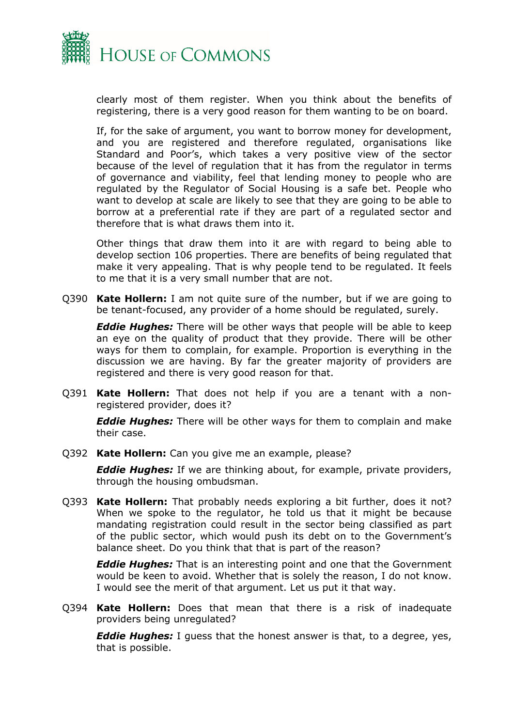clearly most of them register. When you think about the benefits of registering, there is a very good reason for them wanting to be on board.

If, for the sake of argument, you want to borrow money for development, and you are registered and therefore regulated, organisations like Standard and Poor's, which takes a very positive view of the sector because of the level of regulation that it has from the regulator in terms of governance and viability, feel that lending money to people who are regulated by the Regulator of Social Housing is a safe bet. People who want to develop at scale are likely to see that they are going to be able to borrow at a preferential rate if they are part of a regulated sector and therefore that is what draws them into it.

Other things that draw them into it are with regard to being able to develop section 106 properties. There are benefits of being regulated that make it very appealing. That is why people tend to be regulated. It feels to me that it is a very small number that are not.

Q390 **Kate Hollern:** I am not quite sure of the number, but if we are going to be tenant-focused, any provider of a home should be regulated, surely.

***Eddie Hughes:*** There will be other ways that people will be able to keep an eye on the quality of product that they provide. There will be other ways for them to complain, for example. Proportion is everything in the discussion we are having. By far the greater majority of providers are registered and there is very good reason for that.

Q391 **Kate Hollern:** That does not help if you are a tenant with a non-registered provider, does it?

***Eddie Hughes:*** There will be other ways for them to complain and make their case.

Q392 **Kate Hollern:** Can you give me an example, please?

***Eddie Hughes:*** If we are thinking about, for example, private providers, through the housing ombudsman.

Q393 **Kate Hollern:** That probably needs exploring a bit further, does it not? When we spoke to the regulator, he told us that it might be because mandating registration could result in the sector being classified as part of the public sector, which would push its debt on to the Government's balance sheet. Do you think that that is part of the reason?

***Eddie Hughes:*** That is an interesting point and one that the Government would be keen to avoid. Whether that is solely the reason, I do not know. I would see the merit of that argument. Let us put it that way.

Q394 **Kate Hollern:** Does that mean that there is a risk of inadequate providers being unregulated?

***Eddie Hughes:*** I guess that the honest answer is that, to a degree, yes, that is possible.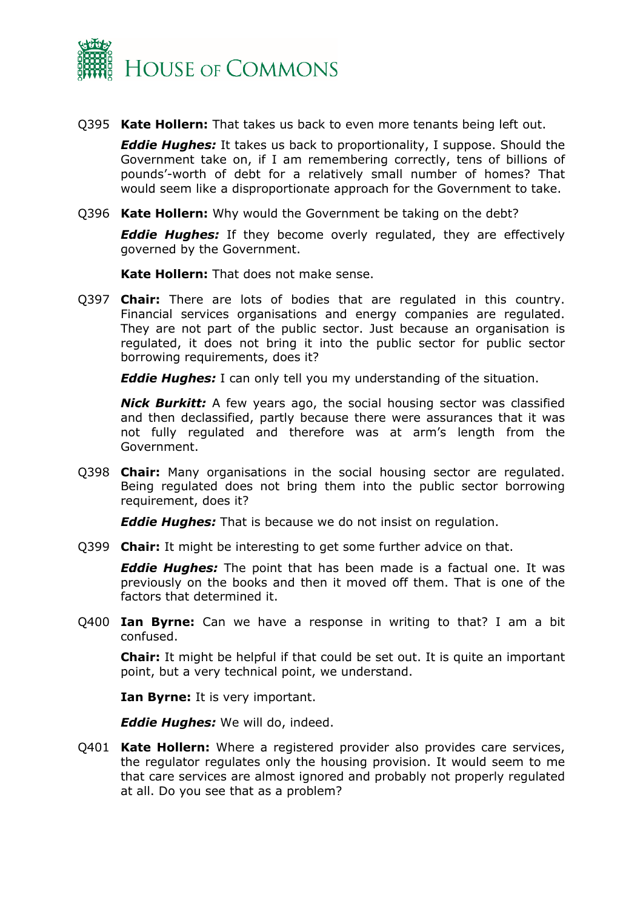Q395 **Kate Hollern:** That takes us back to even more tenants being left out.

***Eddie Hughes:*** It takes us back to proportionality, I suppose. Should the Government take on, if I am remembering correctly, tens of billions of pounds'-worth of debt for a relatively small number of homes? That would seem like a disproportionate approach for the Government to take.

Q396 **Kate Hollern:** Why would the Government be taking on the debt?

***Eddie Hughes:*** If they become overly regulated, they are effectively governed by the Government.

**Kate Hollern:** That does not make sense.

Q397 **Chair:** There are lots of bodies that are regulated in this country. Financial services organisations and energy companies are regulated. They are not part of the public sector. Just because an organisation is regulated, it does not bring it into the public sector for public sector borrowing requirements, does it?

***Eddie Hughes:*** I can only tell you my understanding of the situation.

***Nick Burkitt:*** A few years ago, the social housing sector was classified and then declassified, partly because there were assurances that it was not fully regulated and therefore was at arm's length from the Government.

Q398 **Chair:** Many organisations in the social housing sector are regulated. Being regulated does not bring them into the public sector borrowing requirement, does it?

***Eddie Hughes:*** That is because we do not insist on regulation.

Q399 **Chair:** It might be interesting to get some further advice on that.

***Eddie Hughes:*** The point that has been made is a factual one. It was previously on the books and then it moved off them. That is one of the factors that determined it.

Q400 **Ian Byrne:** Can we have a response in writing to that? I am a bit confused.

**Chair:** It might be helpful if that could be set out. It is quite an important point, but a very technical point, we understand.

**Ian Byrne:** It is very important.

***Eddie Hughes:*** We will do, indeed.

Q401 **Kate Hollern:** Where a registered provider also provides care services, the regulator regulates only the housing provision. It would seem to me that care services are almost ignored and probably not properly regulated at all. Do you see that as a problem?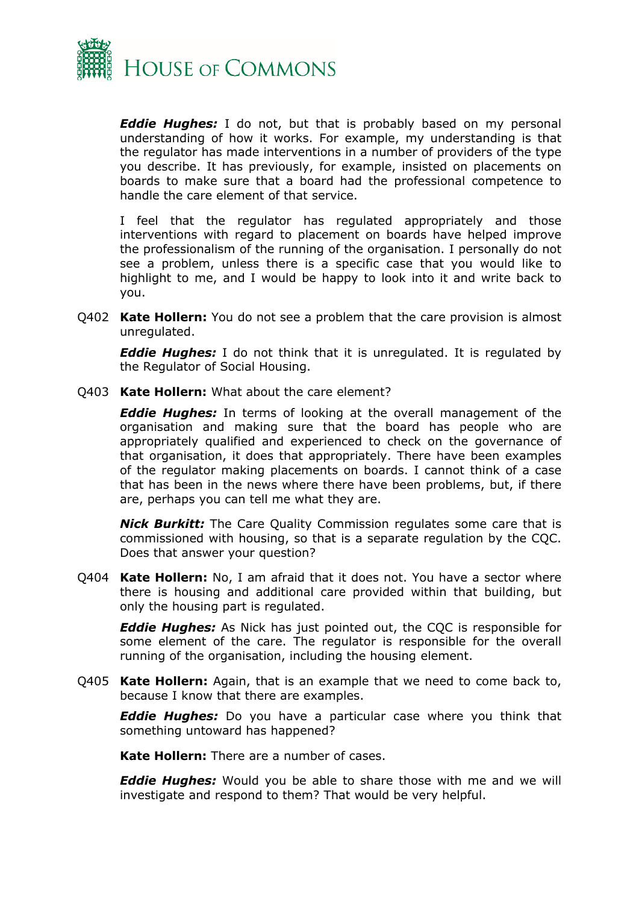***Eddie Hughes:*** I do not, but that is probably based on my personal understanding of how it works. For example, my understanding is that the regulator has made interventions in a number of providers of the type you describe. It has previously, for example, insisted on placements on boards to make sure that a board had the professional competence to handle the care element of that service.

I feel that the regulator has regulated appropriately and those interventions with regard to placement on boards have helped improve the professionalism of the running of the organisation. I personally do not see a problem, unless there is a specific case that you would like to highlight to me, and I would be happy to look into it and write back to you.

Q402 **Kate Hollern:** You do not see a problem that the care provision is almost unregulated.

***Eddie Hughes:*** I do not think that it is unregulated. It is regulated by the Regulator of Social Housing.

Q403 **Kate Hollern:** What about the care element?

***Eddie Hughes:*** In terms of looking at the overall management of the organisation and making sure that the board has people who are appropriately qualified and experienced to check on the governance of that organisation, it does that appropriately. There have been examples of the regulator making placements on boards. I cannot think of a case that has been in the news where there have been problems, but, if there are, perhaps you can tell me what they are.

***Nick Burkitt:*** The Care Quality Commission regulates some care that is commissioned with housing, so that is a separate regulation by the CQC. Does that answer your question?

Q404 **Kate Hollern:** No, I am afraid that it does not. You have a sector where there is housing and additional care provided within that building, but only the housing part is regulated.

***Eddie Hughes:*** As Nick has just pointed out, the CQC is responsible for some element of the care. The regulator is responsible for the overall running of the organisation, including the housing element.

Q405 **Kate Hollern:** Again, that is an example that we need to come back to, because I know that there are examples.

***Eddie Hughes:*** Do you have a particular case where you think that something untoward has happened?

**Kate Hollern:** There are a number of cases.

***Eddie Hughes:*** Would you be able to share those with me and we will investigate and respond to them? That would be very helpful.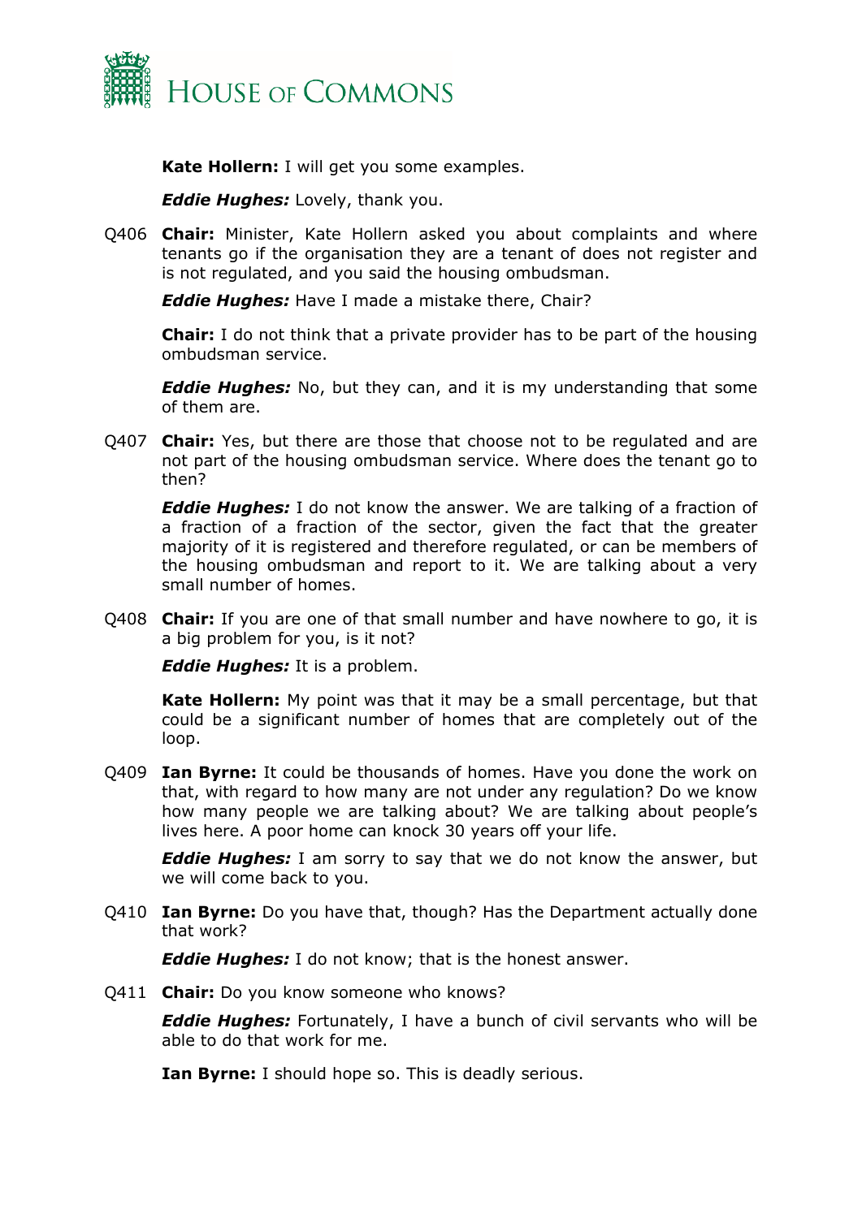**Kate Hollern:** I will get you some examples.

***Eddie Hughes:*** Lovely, thank you.

Q406 **Chair:** Minister, Kate Hollern asked you about complaints and where tenants go if the organisation they are a tenant of does not register and is not regulated, and you said the housing ombudsman.

***Eddie Hughes:*** Have I made a mistake there, Chair?

**Chair:** I do not think that a private provider has to be part of the housing ombudsman service.

***Eddie Hughes:*** No, but they can, and it is my understanding that some of them are.

Q407 **Chair:** Yes, but there are those that choose not to be regulated and are not part of the housing ombudsman service. Where does the tenant go to then?

***Eddie Hughes:*** I do not know the answer. We are talking of a fraction of a fraction of the sector, given the fact that the greater majority of it is registered and therefore regulated, or can be members of the housing ombudsman and report to it. We are talking about a very small number of homes.

Q408 **Chair:** If you are one of that small number and have nowhere to go, it is a big problem for you, is it not?

***Eddie Hughes:*** It is a problem.

**Kate Hollern:** My point was that it may be a small percentage, but that could be a significant number of homes that are completely out of the loop.

Q409 **Ian Byrne:** It could be thousands of homes. Have you done the work on that, with regard to how many are not under any regulation? Do we know how many people we are talking about? We are talking about people's lives here. A poor home can knock 30 years off your life.

***Eddie Hughes:*** I am sorry to say that we do not know the answer, but we will come back to you.

Q410 **Ian Byrne:** Do you have that, though? Has the Department actually done that work?

***Eddie Hughes:*** I do not know; that is the honest answer.

Q411 **Chair:** Do you know someone who knows?

***Eddie Hughes:*** Fortunately, I have a bunch of civil servants who will be able to do that work for me.

**Ian Byrne:** I should hope so. This is deadly serious.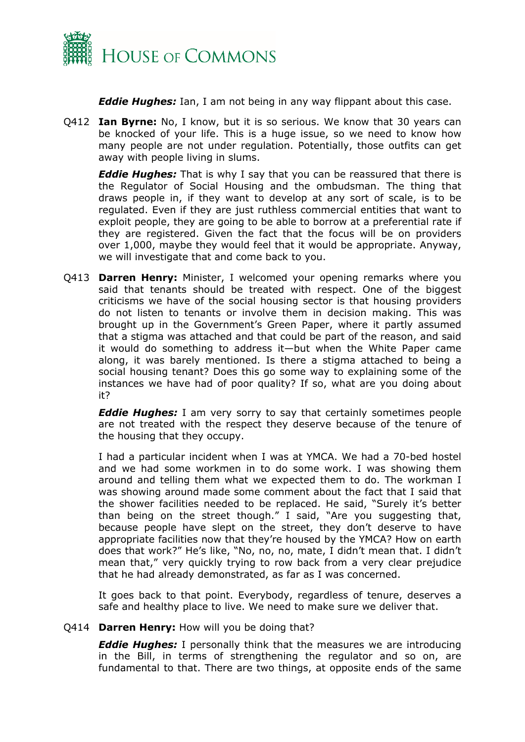***Eddie Hughes:*** Ian, I am not being in any way flippant about this case.

Q412 **Ian Byrne:** No, I know, but it is so serious. We know that 30 years can be knocked of your life. This is a huge issue, so we need to know how many people are not under regulation. Potentially, those outfits can get away with people living in slums.

***Eddie Hughes:*** That is why I say that you can be reassured that there is the Regulator of Social Housing and the ombudsman. The thing that draws people in, if they want to develop at any sort of scale, is to be regulated. Even if they are just ruthless commercial entities that want to exploit people, they are going to be able to borrow at a preferential rate if they are registered. Given the fact that the focus will be on providers over 1,000, maybe they would feel that it would be appropriate. Anyway, we will investigate that and come back to you.

Q413 **Darren Henry:** Minister, I welcomed your opening remarks where you said that tenants should be treated with respect. One of the biggest criticisms we have of the social housing sector is that housing providers do not listen to tenants or involve them in decision making. This was brought up in the Government's Green Paper, where it partly assumed that a stigma was attached and that could be part of the reason, and said it would do something to address it—but when the White Paper came along, it was barely mentioned. Is there a stigma attached to being a social housing tenant? Does this go some way to explaining some of the instances we have had of poor quality? If so, what are you doing about it?

***Eddie Hughes:*** I am very sorry to say that certainly sometimes people are not treated with the respect they deserve because of the tenure of the housing that they occupy.

I had a particular incident when I was at YMCA. We had a 70-bed hostel and we had some workmen in to do some work. I was showing them around and telling them what we expected them to do. The workman I was showing around made some comment about the fact that I said that the shower facilities needed to be replaced. He said, "Surely it's better than being on the street though." I said, "Are you suggesting that, because people have slept on the street, they don't deserve to have appropriate facilities now that they're housed by the YMCA? How on earth does that work?" He's like, "No, no, no, mate, I didn't mean that. I didn't mean that," very quickly trying to row back from a very clear prejudice that he had already demonstrated, as far as I was concerned.

It goes back to that point. Everybody, regardless of tenure, deserves a safe and healthy place to live. We need to make sure we deliver that.

Q414 **Darren Henry:** How will you be doing that?

***Eddie Hughes:*** I personally think that the measures we are introducing in the Bill, in terms of strengthening the regulator and so on, are fundamental to that. There are two things, at opposite ends of the same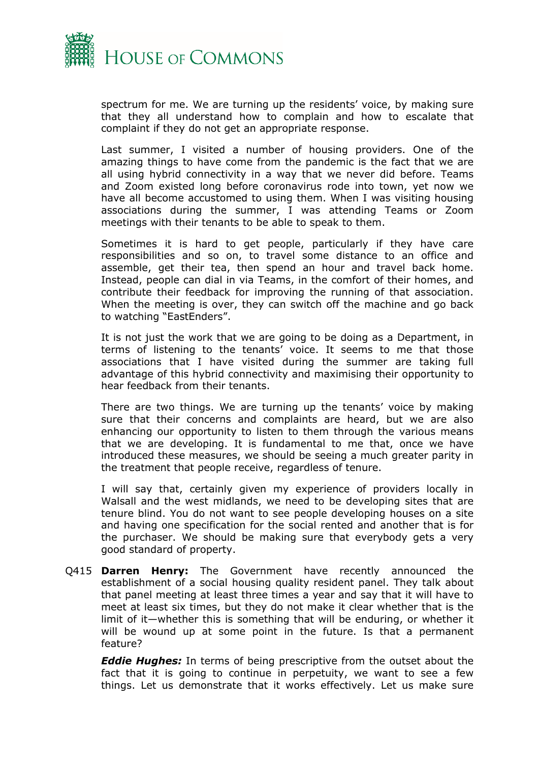spectrum for me. We are turning up the residents' voice, by making sure that they all understand how to complain and how to escalate that complaint if they do not get an appropriate response.

Last summer, I visited a number of housing providers. One of the amazing things to have come from the pandemic is the fact that we are all using hybrid connectivity in a way that we never did before. Teams and Zoom existed long before coronavirus rode into town, yet now we have all become accustomed to using them. When I was visiting housing associations during the summer, I was attending Teams or Zoom meetings with their tenants to be able to speak to them.

Sometimes it is hard to get people, particularly if they have care responsibilities and so on, to travel some distance to an office and assemble, get their tea, then spend an hour and travel back home. Instead, people can dial in via Teams, in the comfort of their homes, and contribute their feedback for improving the running of that association. When the meeting is over, they can switch off the machine and go back to watching "EastEnders".

It is not just the work that we are going to be doing as a Department, in terms of listening to the tenants' voice. It seems to me that those associations that I have visited during the summer are taking full advantage of this hybrid connectivity and maximising their opportunity to hear feedback from their tenants.

There are two things. We are turning up the tenants' voice by making sure that their concerns and complaints are heard, but we are also enhancing our opportunity to listen to them through the various means that we are developing. It is fundamental to me that, once we have introduced these measures, we should be seeing a much greater parity in the treatment that people receive, regardless of tenure.

I will say that, certainly given my experience of providers locally in Walsall and the west midlands, we need to be developing sites that are tenure blind. You do not want to see people developing houses on a site and having one specification for the social rented and another that is for the purchaser. We should be making sure that everybody gets a very good standard of property.

Q415 **Darren Henry:** The Government have recently announced the establishment of a social housing quality resident panel. They talk about that panel meeting at least three times a year and say that it will have to meet at least six times, but they do not make it clear whether that is the limit of it—whether this is something that will be enduring, or whether it will be wound up at some point in the future. Is that a permanent feature?

***Eddie Hughes:*** In terms of being prescriptive from the outset about the fact that it is going to continue in perpetuity, we want to see a few things. Let us demonstrate that it works effectively. Let us make sure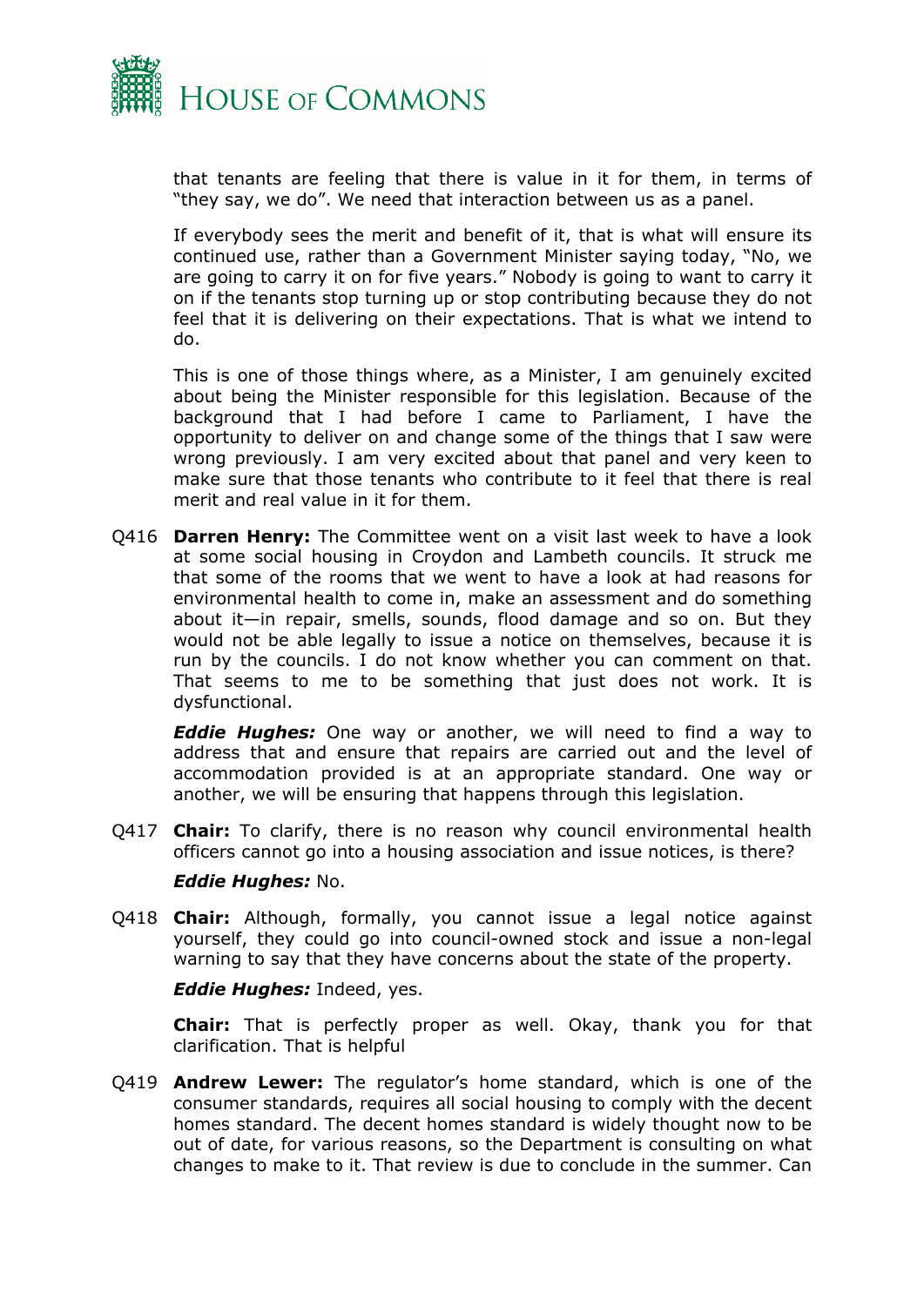that tenants are feeling that there is value in it for them, in terms of "they say, we do". We need that interaction between us as a panel.

If everybody sees the merit and benefit of it, that is what will ensure its continued use, rather than a Government Minister saying today, "No, we are going to carry it on for five years." Nobody is going to want to carry it on if the tenants stop turning up or stop contributing because they do not feel that it is delivering on their expectations. That is what we intend to do.

This is one of those things where, as a Minister, I am genuinely excited about being the Minister responsible for this legislation. Because of the background that I had before I came to Parliament, I have the opportunity to deliver on and change some of the things that I saw were wrong previously. I am very excited about that panel and very keen to make sure that those tenants who contribute to it feel that there is real merit and real value in it for them.

Q416 **Darren Henry:** The Committee went on a visit last week to have a look at some social housing in Croydon and Lambeth councils. It struck me that some of the rooms that we went to have a look at had reasons for environmental health to come in, make an assessment and do something about it—in repair, smells, sounds, flood damage and so on. But they would not be able legally to issue a notice on themselves, because it is run by the councils. I do not know whether you can comment on that. That seems to me to be something that just does not work. It is dysfunctional.

***Eddie Hughes:*** One way or another, we will need to find a way to address that and ensure that repairs are carried out and the level of accommodation provided is at an appropriate standard. One way or another, we will be ensuring that happens through this legislation.

Q417 **Chair:** To clarify, there is no reason why council environmental health officers cannot go into a housing association and issue notices, is there?

***Eddie Hughes:*** No.

Q418 **Chair:** Although, formally, you cannot issue a legal notice against yourself, they could go into council-owned stock and issue a non-legal warning to say that they have concerns about the state of the property.

***Eddie Hughes:*** Indeed, yes.

**Chair:** That is perfectly proper as well. Okay, thank you for that clarification. That is helpful

Q419 **Andrew Lewer:** The regulator's home standard, which is one of the consumer standards, requires all social housing to comply with the decent homes standard. The decent homes standard is widely thought now to be out of date, for various reasons, so the Department is consulting on what changes to make to it. That review is due to conclude in the summer. Can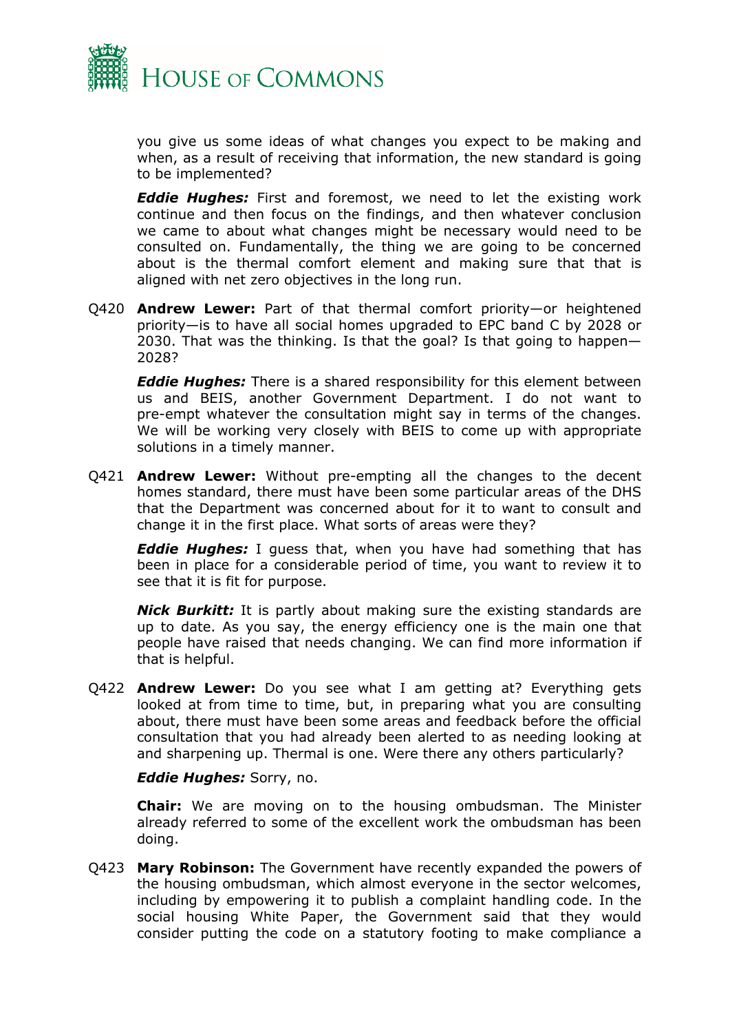you give us some ideas of what changes you expect to be making and when, as a result of receiving that information, the new standard is going to be implemented?

***Eddie Hughes:*** First and foremost, we need to let the existing work continue and then focus on the findings, and then whatever conclusion we came to about what changes might be necessary would need to be consulted on. Fundamentally, the thing we are going to be concerned about is the thermal comfort element and making sure that that is aligned with net zero objectives in the long run.

Q420 **Andrew Lewer:** Part of that thermal comfort priority—or heightened priority—is to have all social homes upgraded to EPC band C by 2028 or 2030. That was the thinking. Is that the goal? Is that going to happen—2028?

***Eddie Hughes:*** There is a shared responsibility for this element between us and BEIS, another Government Department. I do not want to pre-empt whatever the consultation might say in terms of the changes. We will be working very closely with BEIS to come up with appropriate solutions in a timely manner.

Q421 **Andrew Lewer:** Without pre-empting all the changes to the decent homes standard, there must have been some particular areas of the DHS that the Department was concerned about for it to want to consult and change it in the first place. What sorts of areas were they?

***Eddie Hughes:*** I guess that, when you have had something that has been in place for a considerable period of time, you want to review it to see that it is fit for purpose.

***Nick Burkitt:*** It is partly about making sure the existing standards are up to date. As you say, the energy efficiency one is the main one that people have raised that needs changing. We can find more information if that is helpful.

Q422 **Andrew Lewer:** Do you see what I am getting at? Everything gets looked at from time to time, but, in preparing what you are consulting about, there must have been some areas and feedback before the official consultation that you had already been alerted to as needing looking at and sharpening up. Thermal is one. Were there any others particularly?

***Eddie Hughes:*** Sorry, no.

**Chair:** We are moving on to the housing ombudsman. The Minister already referred to some of the excellent work the ombudsman has been doing.

Q423 **Mary Robinson:** The Government have recently expanded the powers of the housing ombudsman, which almost everyone in the sector welcomes, including by empowering it to publish a complaint handling code. In the social housing White Paper, the Government said that they would consider putting the code on a statutory footing to make compliance a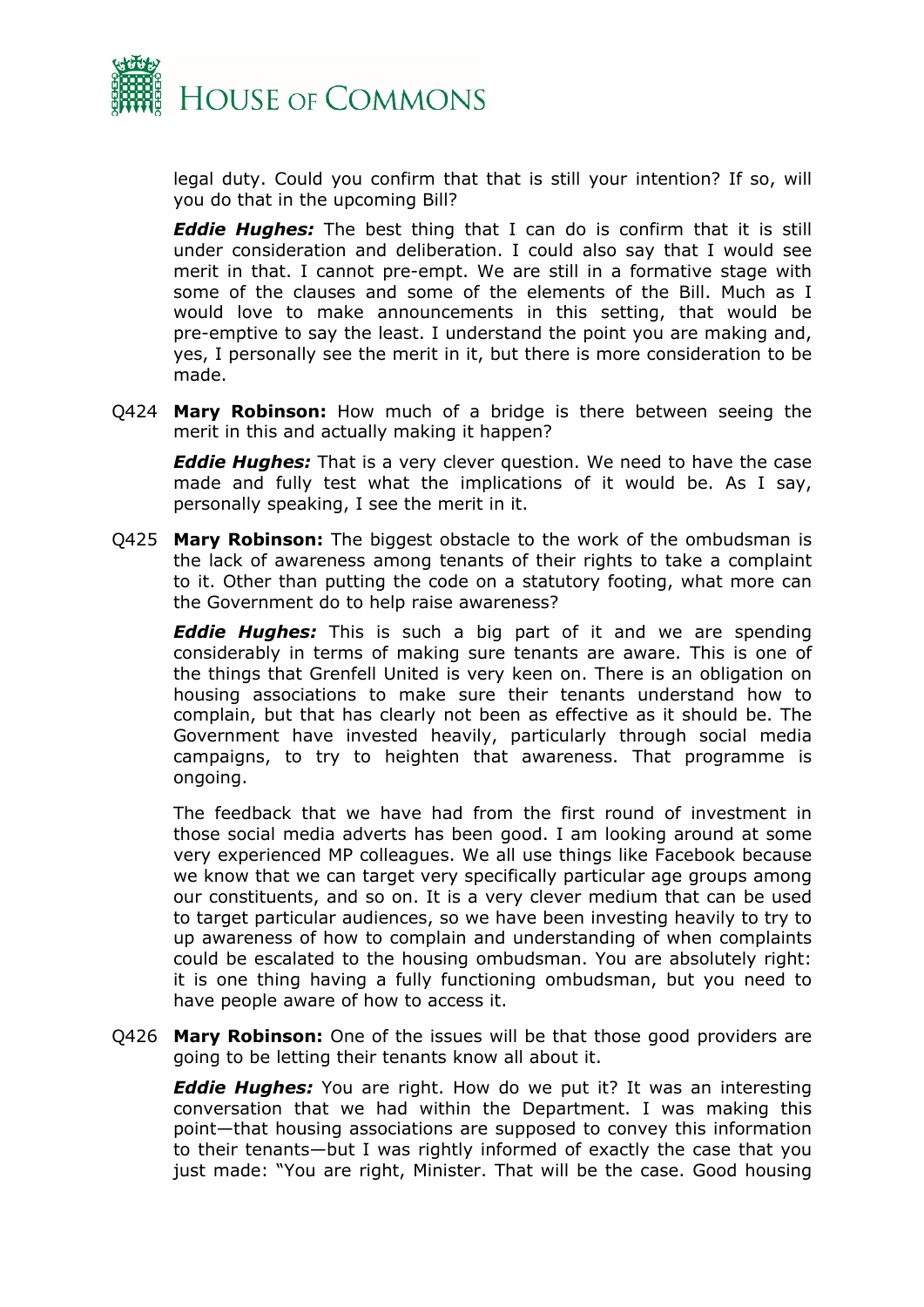legal duty. Could you confirm that that is still your intention? If so, will you do that in the upcoming Bill?

***Eddie Hughes:*** The best thing that I can do is confirm that it is still under consideration and deliberation. I could also say that I would see merit in that. I cannot pre-empt. We are still in a formative stage with some of the clauses and some of the elements of the Bill. Much as I would love to make announcements in this setting, that would be pre-emptive to say the least. I understand the point you are making and, yes, I personally see the merit in it, but there is more consideration to be made.

Q424 **Mary Robinson:** How much of a bridge is there between seeing the merit in this and actually making it happen?

***Eddie Hughes:*** That is a very clever question. We need to have the case made and fully test what the implications of it would be. As I say, personally speaking, I see the merit in it.

Q425 **Mary Robinson:** The biggest obstacle to the work of the ombudsman is the lack of awareness among tenants of their rights to take a complaint to it. Other than putting the code on a statutory footing, what more can the Government do to help raise awareness?

***Eddie Hughes:*** This is such a big part of it and we are spending considerably in terms of making sure tenants are aware. This is one of the things that Grenfell United is very keen on. There is an obligation on housing associations to make sure their tenants understand how to complain, but that has clearly not been as effective as it should be. The Government have invested heavily, particularly through social media campaigns, to try to heighten that awareness. That programme is ongoing.

The feedback that we have had from the first round of investment in those social media adverts has been good. I am looking around at some very experienced MP colleagues. We all use things like Facebook because we know that we can target very specifically particular age groups among our constituents, and so on. It is a very clever medium that can be used to target particular audiences, so we have been investing heavily to try to up awareness of how to complain and understanding of when complaints could be escalated to the housing ombudsman. You are absolutely right: it is one thing having a fully functioning ombudsman, but you need to have people aware of how to access it.

Q426 **Mary Robinson:** One of the issues will be that those good providers are going to be letting their tenants know all about it.

***Eddie Hughes:*** You are right. How do we put it? It was an interesting conversation that we had within the Department. I was making this point—that housing associations are supposed to convey this information to their tenants—but I was rightly informed of exactly the case that you just made: "You are right, Minister. That will be the case. Good housing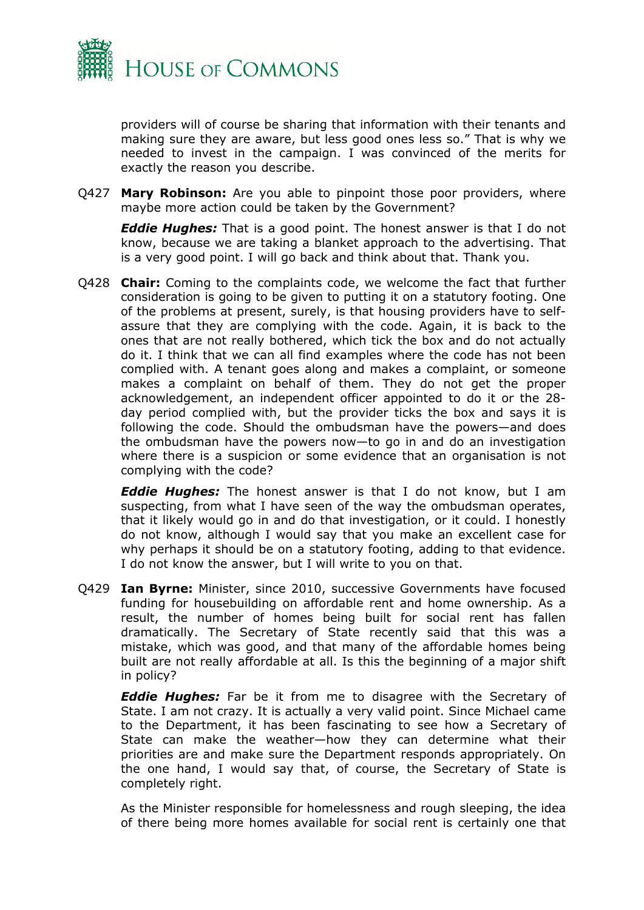providers will of course be sharing that information with their tenants and making sure they are aware, but less good ones less so." That is why we needed to invest in the campaign. I was convinced of the merits for exactly the reason you describe.

Q427 **Mary Robinson:** Are you able to pinpoint those poor providers, where maybe more action could be taken by the Government?

***Eddie Hughes:*** That is a good point. The honest answer is that I do not know, because we are taking a blanket approach to the advertising. That is a very good point. I will go back and think about that. Thank you.

Q428 **Chair:** Coming to the complaints code, we welcome the fact that further consideration is going to be given to putting it on a statutory footing. One of the problems at present, surely, is that housing providers have to self-assure that they are complying with the code. Again, it is back to the ones that are not really bothered, which tick the box and do not actually do it. I think that we can all find examples where the code has not been complied with. A tenant goes along and makes a complaint, or someone makes a complaint on behalf of them. They do not get the proper acknowledgement, an independent officer appointed to do it or the 28-day period complied with, but the provider ticks the box and says it is following the code. Should the ombudsman have the powers—and does the ombudsman have the powers now—to go in and do an investigation where there is a suspicion or some evidence that an organisation is not complying with the code?

***Eddie Hughes:*** The honest answer is that I do not know, but I am suspecting, from what I have seen of the way the ombudsman operates, that it likely would go in and do that investigation, or it could. I honestly do not know, although I would say that you make an excellent case for why perhaps it should be on a statutory footing, adding to that evidence. I do not know the answer, but I will write to you on that.

Q429 **Ian Byrne:** Minister, since 2010, successive Governments have focused funding for housebuilding on affordable rent and home ownership. As a result, the number of homes being built for social rent has fallen dramatically. The Secretary of State recently said that this was a mistake, which was good, and that many of the affordable homes being built are not really affordable at all. Is this the beginning of a major shift in policy?

***Eddie Hughes:*** Far be it from me to disagree with the Secretary of State. I am not crazy. It is actually a very valid point. Since Michael came to the Department, it has been fascinating to see how a Secretary of State can make the weather—how they can determine what their priorities are and make sure the Department responds appropriately. On the one hand, I would say that, of course, the Secretary of State is completely right.

As the Minister responsible for homelessness and rough sleeping, the idea of there being more homes available for social rent is certainly one that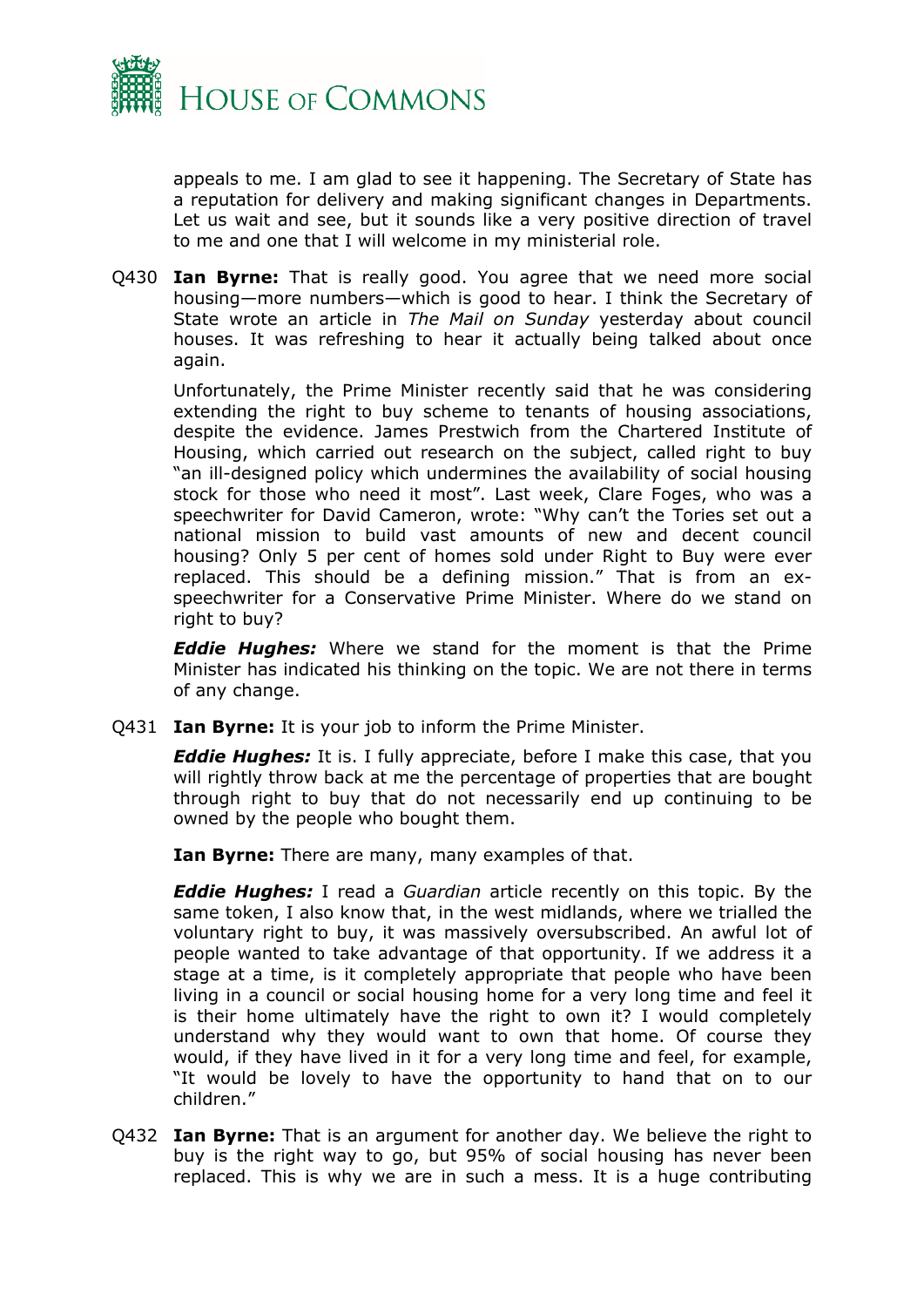appeals to me. I am glad to see it happening. The Secretary of State has a reputation for delivery and making significant changes in Departments. Let us wait and see, but it sounds like a very positive direction of travel to me and one that I will welcome in my ministerial role.

Q430 **Ian Byrne:** That is really good. You agree that we need more social housing—more numbers—which is good to hear. I think the Secretary of State wrote an article in *The Mail on Sunday* yesterday about council houses. It was refreshing to hear it actually being talked about once again.

Unfortunately, the Prime Minister recently said that he was considering extending the right to buy scheme to tenants of housing associations, despite the evidence. James Prestwich from the Chartered Institute of Housing, which carried out research on the subject, called right to buy "an ill-designed policy which undermines the availability of social housing stock for those who need it most". Last week, Clare Foges, who was a speechwriter for David Cameron, wrote: "Why can't the Tories set out a national mission to build vast amounts of new and decent council housing? Only 5 per cent of homes sold under Right to Buy were ever replaced. This should be a defining mission." That is from an ex-speechwriter for a Conservative Prime Minister. Where do we stand on right to buy?

***Eddie Hughes:*** Where we stand for the moment is that the Prime Minister has indicated his thinking on the topic. We are not there in terms of any change.

Q431 **Ian Byrne:** It is your job to inform the Prime Minister.

***Eddie Hughes:*** It is. I fully appreciate, before I make this case, that you will rightly throw back at me the percentage of properties that are bought through right to buy that do not necessarily end up continuing to be owned by the people who bought them.

**Ian Byrne:** There are many, many examples of that.

***Eddie Hughes:*** I read a *Guardian* article recently on this topic. By the same token, I also know that, in the west midlands, where we trialled the voluntary right to buy, it was massively oversubscribed. An awful lot of people wanted to take advantage of that opportunity. If we address it a stage at a time, is it completely appropriate that people who have been living in a council or social housing home for a very long time and feel it is their home ultimately have the right to own it? I would completely understand why they would want to own that home. Of course they would, if they have lived in it for a very long time and feel, for example, "It would be lovely to have the opportunity to hand that on to our children."

Q432 **Ian Byrne:** That is an argument for another day. We believe the right to buy is the right way to go, but 95% of social housing has never been replaced. This is why we are in such a mess. It is a huge contributing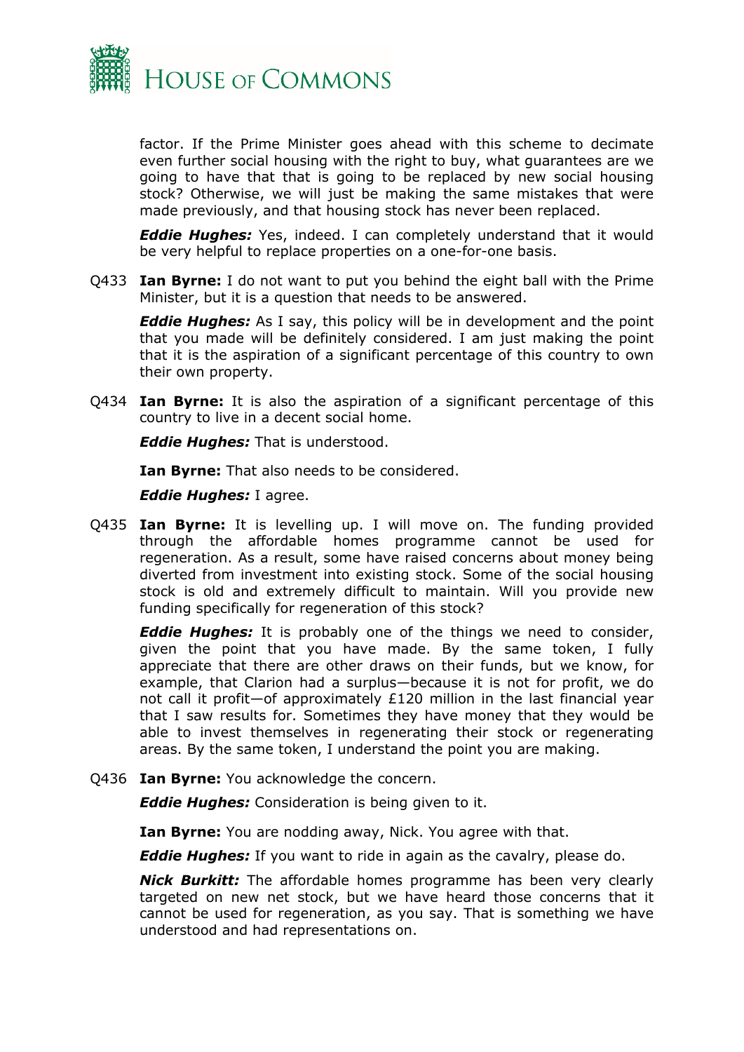factor. If the Prime Minister goes ahead with this scheme to decimate even further social housing with the right to buy, what guarantees are we going to have that that is going to be replaced by new social housing stock? Otherwise, we will just be making the same mistakes that were made previously, and that housing stock has never been replaced.

***Eddie Hughes:*** Yes, indeed. I can completely understand that it would be very helpful to replace properties on a one-for-one basis.

Q433 **Ian Byrne:** I do not want to put you behind the eight ball with the Prime Minister, but it is a question that needs to be answered.

***Eddie Hughes:*** As I say, this policy will be in development and the point that you made will be definitely considered. I am just making the point that it is the aspiration of a significant percentage of this country to own their own property.

Q434 **Ian Byrne:** It is also the aspiration of a significant percentage of this country to live in a decent social home.

***Eddie Hughes:*** That is understood.

**Ian Byrne:** That also needs to be considered.

***Eddie Hughes:*** I agree.

Q435 **Ian Byrne:** It is levelling up. I will move on. The funding provided through the affordable homes programme cannot be used for regeneration. As a result, some have raised concerns about money being diverted from investment into existing stock. Some of the social housing stock is old and extremely difficult to maintain. Will you provide new funding specifically for regeneration of this stock?

***Eddie Hughes:*** It is probably one of the things we need to consider, given the point that you have made. By the same token, I fully appreciate that there are other draws on their funds, but we know, for example, that Clarion had a surplus—because it is not for profit, we do not call it profit—of approximately £120 million in the last financial year that I saw results for. Sometimes they have money that they would be able to invest themselves in regenerating their stock or regenerating areas. By the same token, I understand the point you are making.

Q436 **Ian Byrne:** You acknowledge the concern.

***Eddie Hughes:*** Consideration is being given to it.

**Ian Byrne:** You are nodding away, Nick. You agree with that.

***Eddie Hughes:*** If you want to ride in again as the cavalry, please do.

***Nick Burkitt:*** The affordable homes programme has been very clearly targeted on new net stock, but we have heard those concerns that it cannot be used for regeneration, as you say. That is something we have understood and had representations on.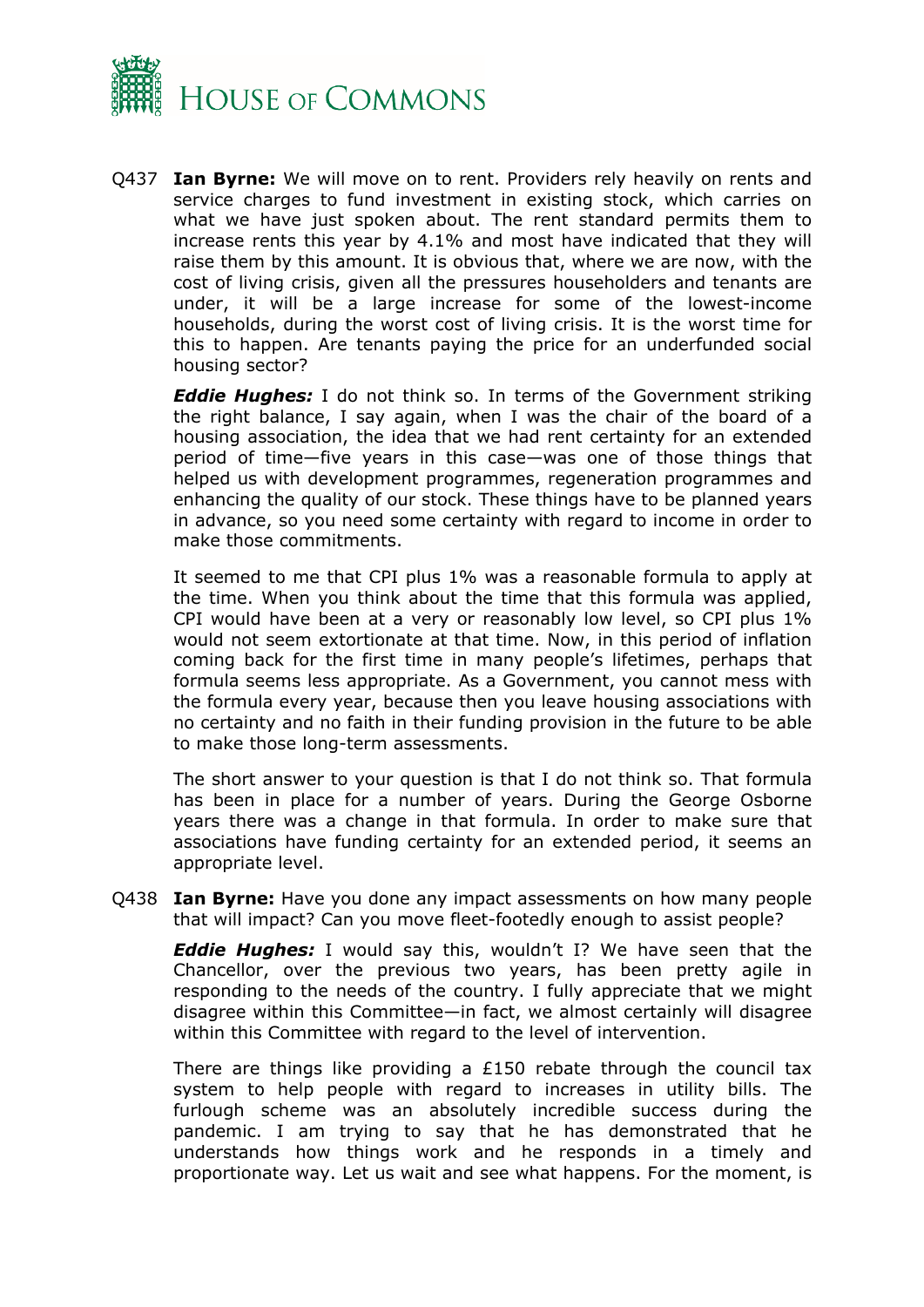Q437 **Ian Byrne:** We will move on to rent. Providers rely heavily on rents and service charges to fund investment in existing stock, which carries on what we have just spoken about. The rent standard permits them to increase rents this year by 4.1% and most have indicated that they will raise them by this amount. It is obvious that, where we are now, with the cost of living crisis, given all the pressures householders and tenants are under, it will be a large increase for some of the lowest-income households, during the worst cost of living crisis. It is the worst time for this to happen. Are tenants paying the price for an underfunded social housing sector?

***Eddie Hughes:*** I do not think so. In terms of the Government striking the right balance, I say again, when I was the chair of the board of a housing association, the idea that we had rent certainty for an extended period of time—five years in this case—was one of those things that helped us with development programmes, regeneration programmes and enhancing the quality of our stock. These things have to be planned years in advance, so you need some certainty with regard to income in order to make those commitments.

It seemed to me that CPI plus 1% was a reasonable formula to apply at the time. When you think about the time that this formula was applied, CPI would have been at a very or reasonably low level, so CPI plus 1% would not seem extortionate at that time. Now, in this period of inflation coming back for the first time in many people's lifetimes, perhaps that formula seems less appropriate. As a Government, you cannot mess with the formula every year, because then you leave housing associations with no certainty and no faith in their funding provision in the future to be able to make those long-term assessments.

The short answer to your question is that I do not think so. That formula has been in place for a number of years. During the George Osborne years there was a change in that formula. In order to make sure that associations have funding certainty for an extended period, it seems an appropriate level.

Q438 **Ian Byrne:** Have you done any impact assessments on how many people that will impact? Can you move fleet-footedly enough to assist people?

***Eddie Hughes:*** I would say this, wouldn't I? We have seen that the Chancellor, over the previous two years, has been pretty agile in responding to the needs of the country. I fully appreciate that we might disagree within this Committee—in fact, we almost certainly will disagree within this Committee with regard to the level of intervention.

There are things like providing a £150 rebate through the council tax system to help people with regard to increases in utility bills. The furlough scheme was an absolutely incredible success during the pandemic. I am trying to say that he has demonstrated that he understands how things work and he responds in a timely and proportionate way. Let us wait and see what happens. For the moment, is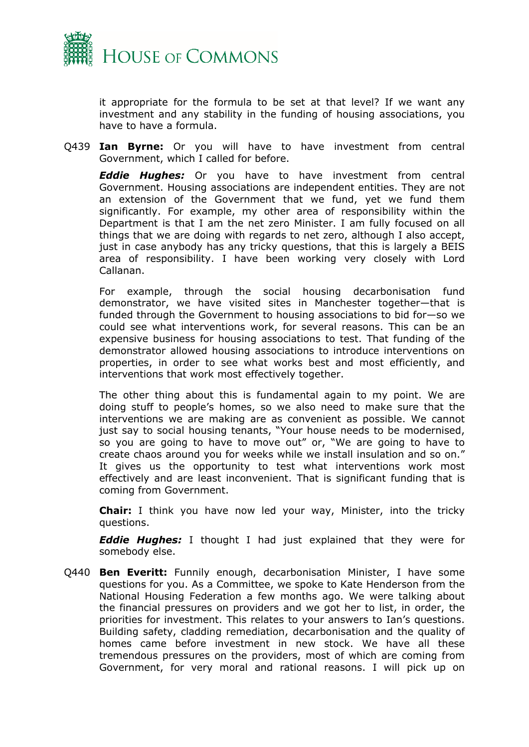it appropriate for the formula to be set at that level? If we want any investment and any stability in the funding of housing associations, you have to have a formula.

Q439 **Ian Byrne:** Or you will have to have investment from central Government, which I called for before.

***Eddie Hughes:*** Or you have to have investment from central Government. Housing associations are independent entities. They are not an extension of the Government that we fund, yet we fund them significantly. For example, my other area of responsibility within the Department is that I am the net zero Minister. I am fully focused on all things that we are doing with regards to net zero, although I also accept, just in case anybody has any tricky questions, that this is largely a BEIS area of responsibility. I have been working very closely with Lord Callanan.

For example, through the social housing decarbonisation fund demonstrator, we have visited sites in Manchester together—that is funded through the Government to housing associations to bid for—so we could see what interventions work, for several reasons. This can be an expensive business for housing associations to test. That funding of the demonstrator allowed housing associations to introduce interventions on properties, in order to see what works best and most efficiently, and interventions that work most effectively together.

The other thing about this is fundamental again to my point. We are doing stuff to people's homes, so we also need to make sure that the interventions we are making are as convenient as possible. We cannot just say to social housing tenants, "Your house needs to be modernised, so you are going to have to move out" or, "We are going to have to create chaos around you for weeks while we install insulation and so on." It gives us the opportunity to test what interventions work most effectively and are least inconvenient. That is significant funding that is coming from Government.

**Chair:** I think you have now led your way, Minister, into the tricky questions.

***Eddie Hughes:*** I thought I had just explained that they were for somebody else.

Q440 **Ben Everitt:** Funnily enough, decarbonisation Minister, I have some questions for you. As a Committee, we spoke to Kate Henderson from the National Housing Federation a few months ago. We were talking about the financial pressures on providers and we got her to list, in order, the priorities for investment. This relates to your answers to Ian's questions. Building safety, cladding remediation, decarbonisation and the quality of homes came before investment in new stock. We have all these tremendous pressures on the providers, most of which are coming from Government, for very moral and rational reasons. I will pick up on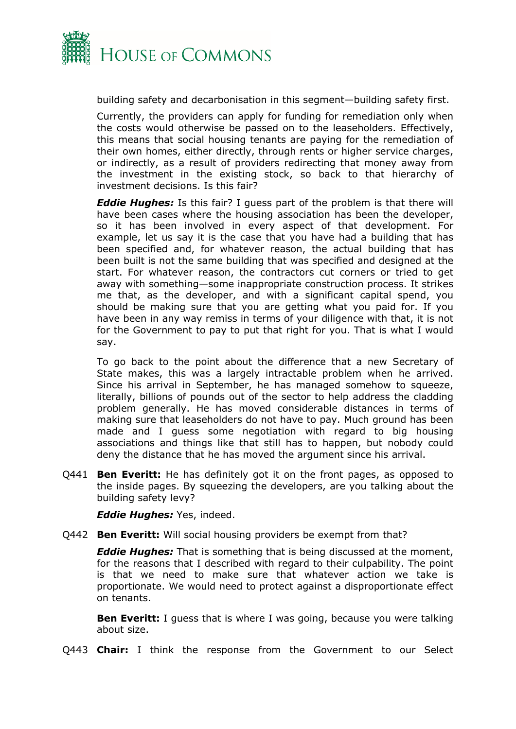building safety and decarbonisation in this segment—building safety first.

Currently, the providers can apply for funding for remediation only when the costs would otherwise be passed on to the leaseholders. Effectively, this means that social housing tenants are paying for the remediation of their own homes, either directly, through rents or higher service charges, or indirectly, as a result of providers redirecting that money away from the investment in the existing stock, so back to that hierarchy of investment decisions. Is this fair?

***Eddie Hughes:*** Is this fair? I guess part of the problem is that there will have been cases where the housing association has been the developer, so it has been involved in every aspect of that development. For example, let us say it is the case that you have had a building that has been specified and, for whatever reason, the actual building that has been built is not the same building that was specified and designed at the start. For whatever reason, the contractors cut corners or tried to get away with something—some inappropriate construction process. It strikes me that, as the developer, and with a significant capital spend, you should be making sure that you are getting what you paid for. If you have been in any way remiss in terms of your diligence with that, it is not for the Government to pay to put that right for you. That is what I would say.

To go back to the point about the difference that a new Secretary of State makes, this was a largely intractable problem when he arrived. Since his arrival in September, he has managed somehow to squeeze, literally, billions of pounds out of the sector to help address the cladding problem generally. He has moved considerable distances in terms of making sure that leaseholders do not have to pay. Much ground has been made and I guess some negotiation with regard to big housing associations and things like that still has to happen, but nobody could deny the distance that he has moved the argument since his arrival.

Q441 **Ben Everitt:** He has definitely got it on the front pages, as opposed to the inside pages. By squeezing the developers, are you talking about the building safety levy?

***Eddie Hughes:*** Yes, indeed.

Q442 **Ben Everitt:** Will social housing providers be exempt from that?

***Eddie Hughes:*** That is something that is being discussed at the moment, for the reasons that I described with regard to their culpability. The point is that we need to make sure that whatever action we take is proportionate. We would need to protect against a disproportionate effect on tenants.

**Ben Everitt:** I guess that is where I was going, because you were talking about size.

Q443 **Chair:** I think the response from the Government to our Select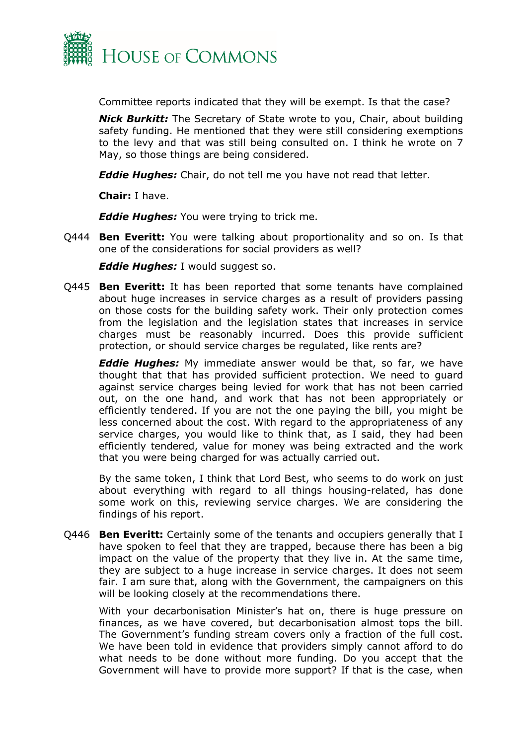Committee reports indicated that they will be exempt. Is that the case?

***Nick Burkitt:*** The Secretary of State wrote to you, Chair, about building safety funding. He mentioned that they were still considering exemptions to the levy and that was still being consulted on. I think he wrote on 7 May, so those things are being considered.

***Eddie Hughes:*** Chair, do not tell me you have not read that letter.

**Chair:** I have.

***Eddie Hughes:*** You were trying to trick me.

Q444 **Ben Everitt:** You were talking about proportionality and so on. Is that one of the considerations for social providers as well?

***Eddie Hughes:*** I would suggest so.

Q445 **Ben Everitt:** It has been reported that some tenants have complained about huge increases in service charges as a result of providers passing on those costs for the building safety work. Their only protection comes from the legislation and the legislation states that increases in service charges must be reasonably incurred. Does this provide sufficient protection, or should service charges be regulated, like rents are?

***Eddie Hughes:*** My immediate answer would be that, so far, we have thought that that has provided sufficient protection. We need to guard against service charges being levied for work that has not been carried out, on the one hand, and work that has not been appropriately or efficiently tendered. If you are not the one paying the bill, you might be less concerned about the cost. With regard to the appropriateness of any service charges, you would like to think that, as I said, they had been efficiently tendered, value for money was being extracted and the work that you were being charged for was actually carried out.

By the same token, I think that Lord Best, who seems to do work on just about everything with regard to all things housing-related, has done some work on this, reviewing service charges. We are considering the findings of his report.

Q446 **Ben Everitt:** Certainly some of the tenants and occupiers generally that I have spoken to feel that they are trapped, because there has been a big impact on the value of the property that they live in. At the same time, they are subject to a huge increase in service charges. It does not seem fair. I am sure that, along with the Government, the campaigners on this will be looking closely at the recommendations there.

With your decarbonisation Minister's hat on, there is huge pressure on finances, as we have covered, but decarbonisation almost tops the bill. The Government's funding stream covers only a fraction of the full cost. We have been told in evidence that providers simply cannot afford to do what needs to be done without more funding. Do you accept that the Government will have to provide more support? If that is the case, when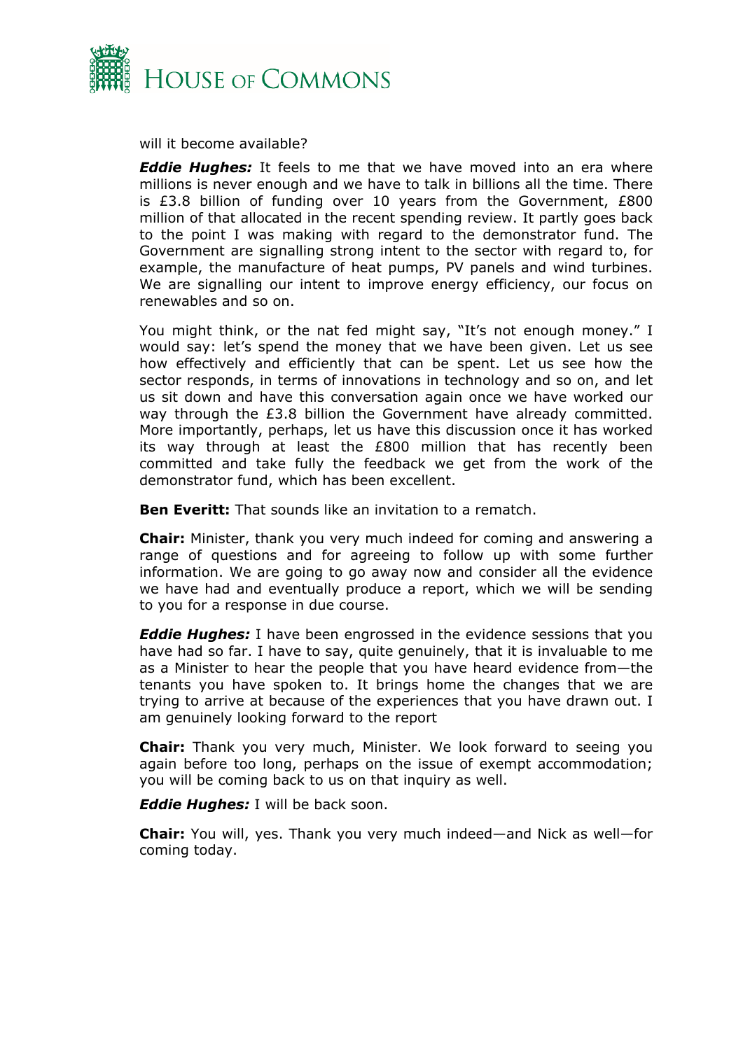will it become available?

***Eddie Hughes:*** It feels to me that we have moved into an era where millions is never enough and we have to talk in billions all the time. There is £3.8 billion of funding over 10 years from the Government, £800 million of that allocated in the recent spending review. It partly goes back to the point I was making with regard to the demonstrator fund. The Government are signalling strong intent to the sector with regard to, for example, the manufacture of heat pumps, PV panels and wind turbines. We are signalling our intent to improve energy efficiency, our focus on renewables and so on.

You might think, or the nat fed might say, "It's not enough money." I would say: let's spend the money that we have been given. Let us see how effectively and efficiently that can be spent. Let us see how the sector responds, in terms of innovations in technology and so on, and let us sit down and have this conversation again once we have worked our way through the £3.8 billion the Government have already committed. More importantly, perhaps, let us have this discussion once it has worked its way through at least the £800 million that has recently been committed and take fully the feedback we get from the work of the demonstrator fund, which has been excellent.

**Ben Everitt:** That sounds like an invitation to a rematch.

**Chair:** Minister, thank you very much indeed for coming and answering a range of questions and for agreeing to follow up with some further information. We are going to go away now and consider all the evidence we have had and eventually produce a report, which we will be sending to you for a response in due course.

***Eddie Hughes:*** I have been engrossed in the evidence sessions that you have had so far. I have to say, quite genuinely, that it is invaluable to me as a Minister to hear the people that you have heard evidence from—the tenants you have spoken to. It brings home the changes that we are trying to arrive at because of the experiences that you have drawn out. I am genuinely looking forward to the report

**Chair:** Thank you very much, Minister. We look forward to seeing you again before too long, perhaps on the issue of exempt accommodation; you will be coming back to us on that inquiry as well.

***Eddie Hughes:*** I will be back soon.

**Chair:** You will, yes. Thank you very much indeed—and Nick as well—for coming today.